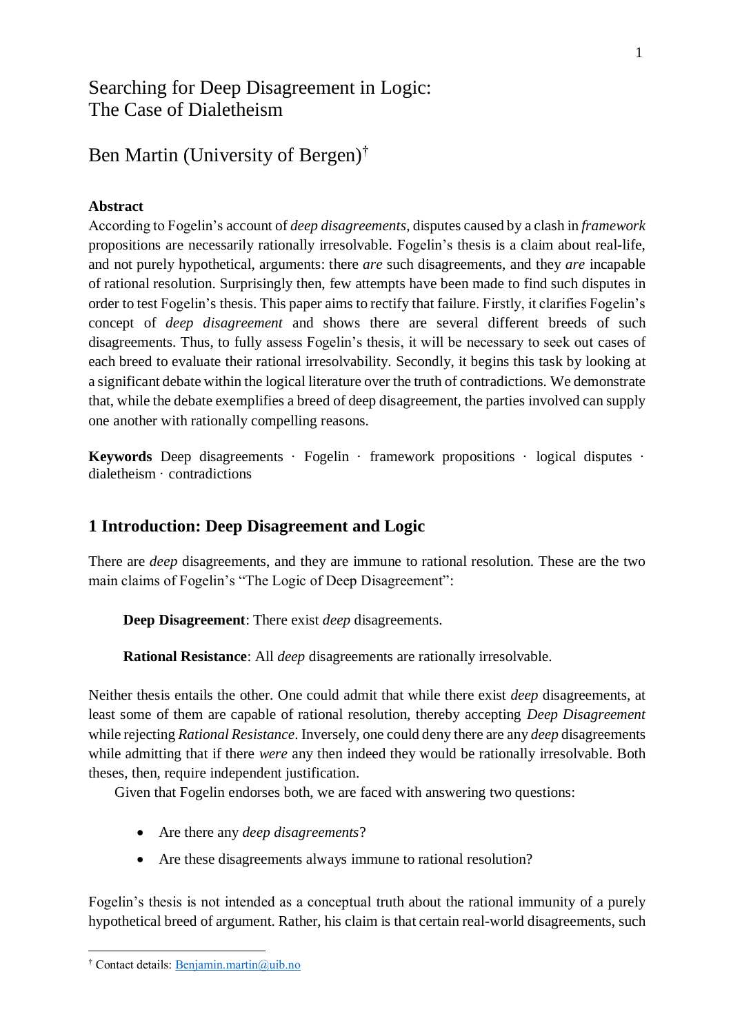# Searching for Deep Disagreement in Logic: The Case of Dialetheism

## Ben Martin (University of Bergen)[†]

**Abstract**

According to Fogelin's account of *deep disagreements*, disputes caused by a clash in *framework* propositions are necessarily rationally irresolvable. Fogelin's thesis is a claim about real-life, and not purely hypothetical, arguments: there *are* such disagreements, and they *are* incapable of rational resolution. Surprisingly then, few attempts have been made to find such disputes in order to test Fogelin's thesis. This paper aims to rectify that failure. Firstly, it clarifies Fogelin's concept of *deep disagreement* and shows there are several different breeds of such disagreements. Thus, to fully assess Fogelin's thesis, it will be necessary to seek out cases of each breed to evaluate their rational irresolvability. Secondly, it begins this task by looking at a significant debate within the logical literature over the truth of contradictions. We demonstrate that, while the debate exemplifies a breed of deep disagreement, the parties involved can supply one another with rationally compelling reasons.

**Keywords** Deep disagreements · Fogelin · framework propositions · logical disputes · dialetheism · contradictions

## 1 Introduction: Deep Disagreement and Logic

There are *deep* disagreements, and they are immune to rational resolution. These are the two main claims of Fogelin's "The Logic of Deep Disagreement":

> **Deep Disagreement**: There exist *deep* disagreements.
>
> **Rational Resistance**: All *deep* disagreements are rationally irresolvable.

Neither thesis entails the other. One could admit that while there exist *deep* disagreements, at least some of them are capable of rational resolution, thereby accepting *Deep Disagreement* while rejecting *Rational Resistance*. Inversely, one could deny there are any *deep* disagreements while admitting that if there *were* any then indeed they would be rationally irresolvable. Both theses, then, require independent justification.

Given that Fogelin endorses both, we are faced with answering two questions:

- Are there any *deep disagreements*?
- Are these disagreements always immune to rational resolution?

Fogelin's thesis is not intended as a conceptual truth about the rational immunity of a purely hypothetical breed of argument. Rather, his claim is that certain real-world disagreements, such

---

[†] Contact details: Benjamin.martin@uib.no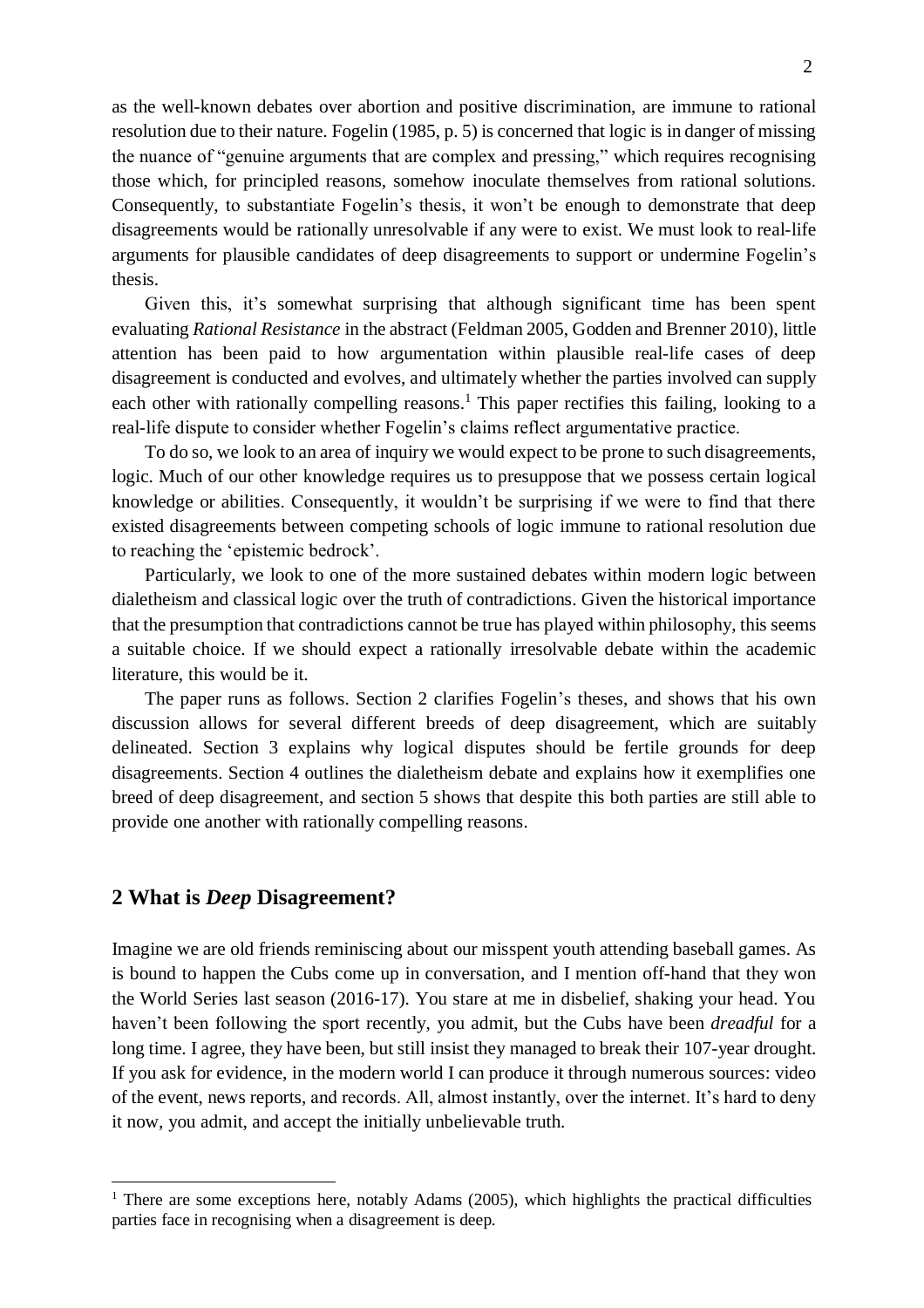as the well-known debates over abortion and positive discrimination, are immune to rational resolution due to their nature. Fogelin (1985, p. 5) is concerned that logic is in danger of missing the nuance of "genuine arguments that are complex and pressing," which requires recognising those which, for principled reasons, somehow inoculate themselves from rational solutions. Consequently, to substantiate Fogelin's thesis, it won't be enough to demonstrate that deep disagreements would be rationally unresolvable if any were to exist. We must look to real-life arguments for plausible candidates of deep disagreements to support or undermine Fogelin's thesis.

Given this, it's somewhat surprising that although significant time has been spent evaluating *Rational Resistance* in the abstract (Feldman 2005, Godden and Brenner 2010), little attention has been paid to how argumentation within plausible real-life cases of deep disagreement is conducted and evolves, and ultimately whether the parties involved can supply each other with rationally compelling reasons.[1] This paper rectifies this failing, looking to a real-life dispute to consider whether Fogelin's claims reflect argumentative practice.

To do so, we look to an area of inquiry we would expect to be prone to such disagreements, logic. Much of our other knowledge requires us to presuppose that we possess certain logical knowledge or abilities. Consequently, it wouldn't be surprising if we were to find that there existed disagreements between competing schools of logic immune to rational resolution due to reaching the 'epistemic bedrock'.

Particularly, we look to one of the more sustained debates within modern logic between dialetheism and classical logic over the truth of contradictions. Given the historical importance that the presumption that contradictions cannot be true has played within philosophy, this seems a suitable choice. If we should expect a rationally irresolvable debate within the academic literature, this would be it.

The paper runs as follows. Section 2 clarifies Fogelin's theses, and shows that his own discussion allows for several different breeds of deep disagreement, which are suitably delineated. Section 3 explains why logical disputes should be fertile grounds for deep disagreements. Section 4 outlines the dialetheism debate and explains how it exemplifies one breed of deep disagreement, and section 5 shows that despite this both parties are still able to provide one another with rationally compelling reasons.

## 2 What is *Deep* Disagreement?

Imagine we are old friends reminiscing about our misspent youth attending baseball games. As is bound to happen the Cubs come up in conversation, and I mention off-hand that they won the World Series last season (2016-17). You stare at me in disbelief, shaking your head. You haven't been following the sport recently, you admit, but the Cubs have been *dreadful* for a long time. I agree, they have been, but still insist they managed to break their 107-year drought. If you ask for evidence, in the modern world I can produce it through numerous sources: video of the event, news reports, and records. All, almost instantly, over the internet. It's hard to deny it now, you admit, and accept the initially unbelievable truth.

[1] There are some exceptions here, notably Adams (2005), which highlights the practical difficulties parties face in recognising when a disagreement is deep.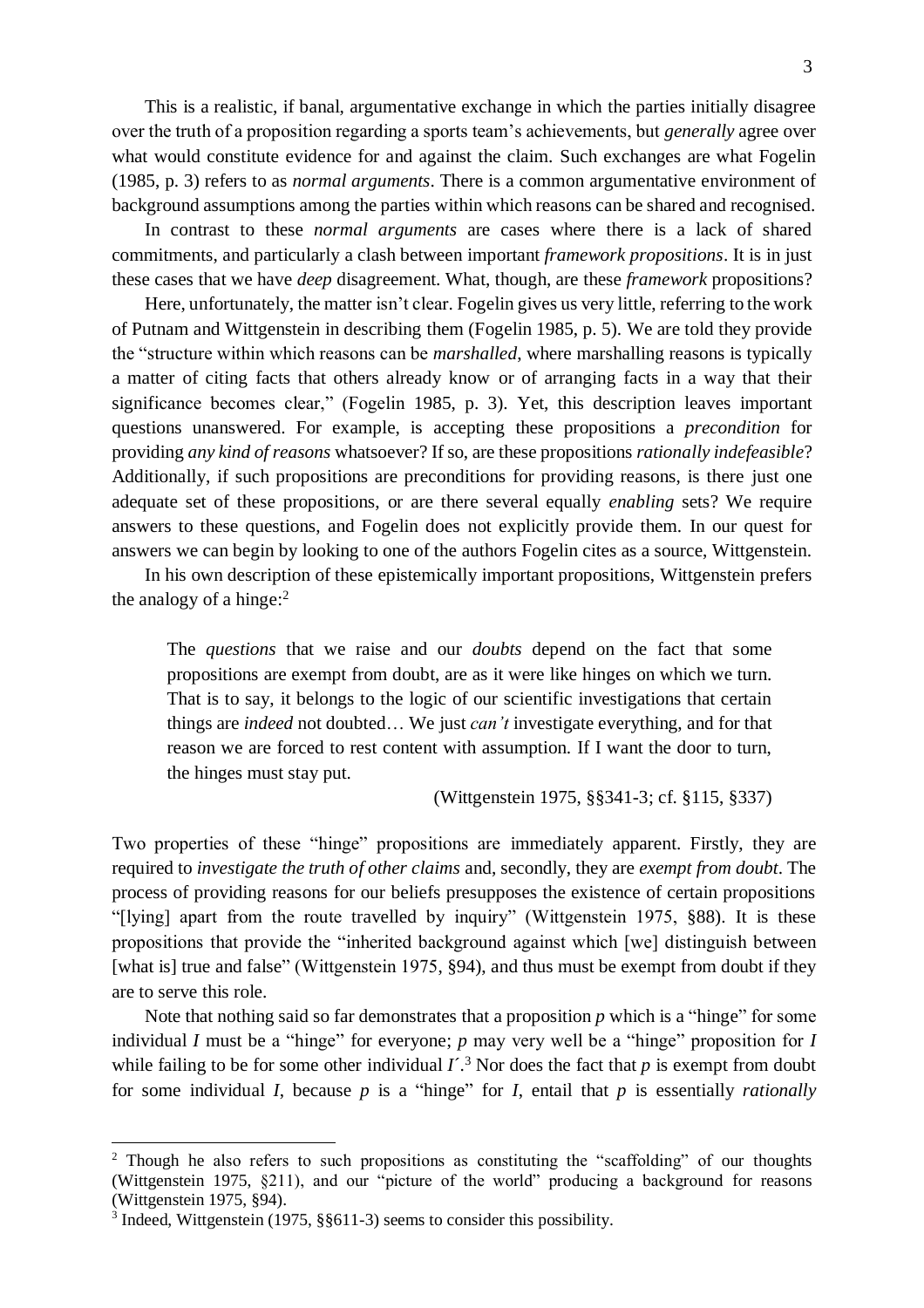This is a realistic, if banal, argumentative exchange in which the parties initially disagree over the truth of a proposition regarding a sports team's achievements, but *generally* agree over what would constitute evidence for and against the claim. Such exchanges are what Fogelin (1985, p. 3) refers to as *normal arguments*. There is a common argumentative environment of background assumptions among the parties within which reasons can be shared and recognised.

In contrast to these *normal arguments* are cases where there is a lack of shared commitments, and particularly a clash between important *framework propositions*. It is in just these cases that we have *deep* disagreement. What, though, are these *framework* propositions?

Here, unfortunately, the matter isn't clear. Fogelin gives us very little, referring to the work of Putnam and Wittgenstein in describing them (Fogelin 1985, p. 5). We are told they provide the "structure within which reasons can be *marshalled*, where marshalling reasons is typically a matter of citing facts that others already know or of arranging facts in a way that their significance becomes clear," (Fogelin 1985, p. 3). Yet, this description leaves important questions unanswered. For example, is accepting these propositions a *precondition* for providing *any kind of reasons* whatsoever? If so, are these propositions *rationally indefeasible*? Additionally, if such propositions are preconditions for providing reasons, is there just one adequate set of these propositions, or are there several equally *enabling* sets? We require answers to these questions, and Fogelin does not explicitly provide them. In our quest for answers we can begin by looking to one of the authors Fogelin cites as a source, Wittgenstein.

In his own description of these epistemically important propositions, Wittgenstein prefers the analogy of a hinge:[2]

> The *questions* that we raise and our *doubts* depend on the fact that some propositions are exempt from doubt, are as it were like hinges on which we turn. That is to say, it belongs to the logic of our scientific investigations that certain things are *indeed* not doubted… We just *can't* investigate everything, and for that reason we are forced to rest content with assumption. If I want the door to turn, the hinges must stay put.
>
> (Wittgenstein 1975, §§341-3; cf. §115, §337)

Two properties of these "hinge" propositions are immediately apparent. Firstly, they are required to *investigate the truth of other claims* and, secondly, they are *exempt from doubt*. The process of providing reasons for our beliefs presupposes the existence of certain propositions "[lying] apart from the route travelled by inquiry" (Wittgenstein 1975, §88). It is these propositions that provide the "inherited background against which [we] distinguish between [what is] true and false" (Wittgenstein 1975, §94), and thus must be exempt from doubt if they are to serve this role.

Note that nothing said so far demonstrates that a proposition *p* which is a "hinge" for some individual *I* must be a "hinge" for everyone; *p* may very well be a "hinge" proposition for *I* while failing to be for some other individual *I´*.[3] Nor does the fact that *p* is exempt from doubt for some individual *I*, because *p* is a "hinge" for *I*, entail that *p* is essentially *rationally*

---

[2] Though he also refers to such propositions as constituting the "scaffolding" of our thoughts (Wittgenstein 1975, §211), and our "picture of the world" producing a background for reasons (Wittgenstein 1975, §94).

[3] Indeed, Wittgenstein (1975, §§611-3) seems to consider this possibility.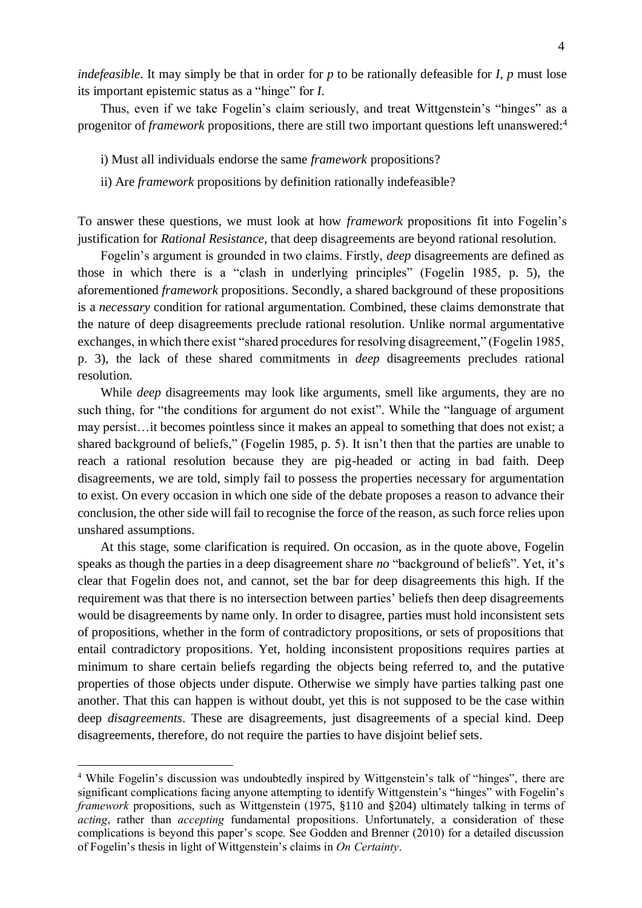*indefeasible*. It may simply be that in order for *p* to be rationally defeasible for *I*, *p* must lose its important epistemic status as a "hinge" for *I*.

Thus, even if we take Fogelin's claim seriously, and treat Wittgenstein's "hinges" as a progenitor of *framework* propositions, there are still two important questions left unanswered:[4]

i) Must all individuals endorse the same *framework* propositions?

ii) Are *framework* propositions by definition rationally indefeasible?

To answer these questions, we must look at how *framework* propositions fit into Fogelin's justification for *Rational Resistance*, that deep disagreements are beyond rational resolution.

Fogelin's argument is grounded in two claims. Firstly, *deep* disagreements are defined as those in which there is a "clash in underlying principles" (Fogelin 1985, p. 5), the aforementioned *framework* propositions. Secondly, a shared background of these propositions is a *necessary* condition for rational argumentation. Combined, these claims demonstrate that the nature of deep disagreements preclude rational resolution. Unlike normal argumentative exchanges, in which there exist "shared procedures for resolving disagreement," (Fogelin 1985, p. 3), the lack of these shared commitments in *deep* disagreements precludes rational resolution.

While *deep* disagreements may look like arguments, smell like arguments, they are no such thing, for "the conditions for argument do not exist". While the "language of argument may persist…it becomes pointless since it makes an appeal to something that does not exist; a shared background of beliefs," (Fogelin 1985, p. 5). It isn't then that the parties are unable to reach a rational resolution because they are pig-headed or acting in bad faith. Deep disagreements, we are told, simply fail to possess the properties necessary for argumentation to exist. On every occasion in which one side of the debate proposes a reason to advance their conclusion, the other side will fail to recognise the force of the reason, as such force relies upon unshared assumptions.

At this stage, some clarification is required. On occasion, as in the quote above, Fogelin speaks as though the parties in a deep disagreement share *no* "background of beliefs". Yet, it's clear that Fogelin does not, and cannot, set the bar for deep disagreements this high. If the requirement was that there is no intersection between parties' beliefs then deep disagreements would be disagreements by name only. In order to disagree, parties must hold inconsistent sets of propositions, whether in the form of contradictory propositions, or sets of propositions that entail contradictory propositions. Yet, holding inconsistent propositions requires parties at minimum to share certain beliefs regarding the objects being referred to, and the putative properties of those objects under dispute. Otherwise we simply have parties talking past one another. That this can happen is without doubt, yet this is not supposed to be the case within deep *disagreements*. These are disagreements, just disagreements of a special kind. Deep disagreements, therefore, do not require the parties to have disjoint belief sets.

---

[4] While Fogelin's discussion was undoubtedly inspired by Wittgenstein's talk of "hinges", there are significant complications facing anyone attempting to identify Wittgenstein's "hinges" with Fogelin's *framework* propositions, such as Wittgenstein (1975, §110 and §204) ultimately talking in terms of *acting*, rather than *accepting* fundamental propositions. Unfortunately, a consideration of these complications is beyond this paper's scope. See Godden and Brenner (2010) for a detailed discussion of Fogelin's thesis in light of Wittgenstein's claims in *On Certainty*.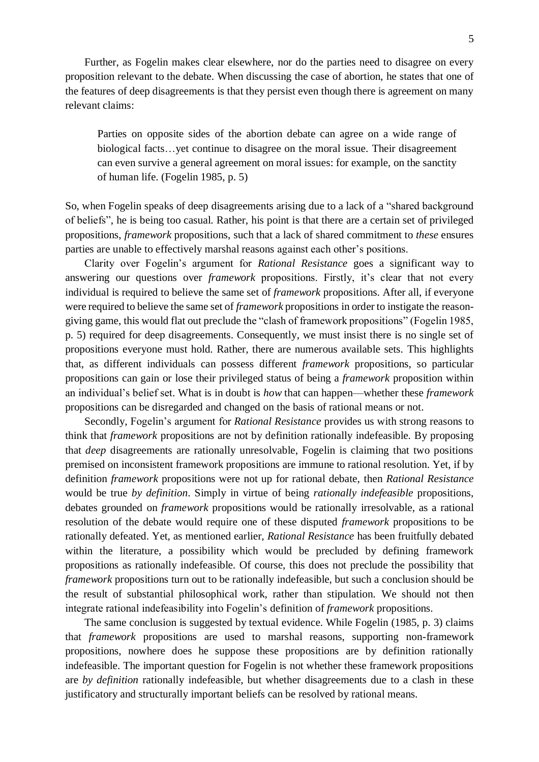Further, as Fogelin makes clear elsewhere, nor do the parties need to disagree on every proposition relevant to the debate. When discussing the case of abortion, he states that one of the features of deep disagreements is that they persist even though there is agreement on many relevant claims:

> Parties on opposite sides of the abortion debate can agree on a wide range of biological facts…yet continue to disagree on the moral issue. Their disagreement can even survive a general agreement on moral issues: for example, on the sanctity of human life. (Fogelin 1985, p. 5)

So, when Fogelin speaks of deep disagreements arising due to a lack of a "shared background of beliefs", he is being too casual. Rather, his point is that there are a certain set of privileged propositions, *framework* propositions, such that a lack of shared commitment to *these* ensures parties are unable to effectively marshal reasons against each other's positions.

Clarity over Fogelin's argument for *Rational Resistance* goes a significant way to answering our questions over *framework* propositions. Firstly, it's clear that not every individual is required to believe the same set of *framework* propositions. After all, if everyone were required to believe the same set of *framework* propositions in order to instigate the reason-giving game, this would flat out preclude the "clash of framework propositions" (Fogelin 1985, p. 5) required for deep disagreements. Consequently, we must insist there is no single set of propositions everyone must hold. Rather, there are numerous available sets. This highlights that, as different individuals can possess different *framework* propositions, so particular propositions can gain or lose their privileged status of being a *framework* proposition within an individual's belief set. What is in doubt is *how* that can happen—whether these *framework* propositions can be disregarded and changed on the basis of rational means or not.

Secondly, Fogelin's argument for *Rational Resistance* provides us with strong reasons to think that *framework* propositions are not by definition rationally indefeasible. By proposing that *deep* disagreements are rationally unresolvable, Fogelin is claiming that two positions premised on inconsistent framework propositions are immune to rational resolution. Yet, if by definition *framework* propositions were not up for rational debate, then *Rational Resistance* would be true *by definition*. Simply in virtue of being *rationally indefeasible* propositions, debates grounded on *framework* propositions would be rationally irresolvable, as a rational resolution of the debate would require one of these disputed *framework* propositions to be rationally defeated. Yet, as mentioned earlier, *Rational Resistance* has been fruitfully debated within the literature, a possibility which would be precluded by defining framework propositions as rationally indefeasible. Of course, this does not preclude the possibility that *framework* propositions turn out to be rationally indefeasible, but such a conclusion should be the result of substantial philosophical work, rather than stipulation. We should not then integrate rational indefeasibility into Fogelin's definition of *framework* propositions.

The same conclusion is suggested by textual evidence. While Fogelin (1985, p. 3) claims that *framework* propositions are used to marshal reasons, supporting non-framework propositions, nowhere does he suppose these propositions are by definition rationally indefeasible. The important question for Fogelin is not whether these framework propositions are *by definition* rationally indefeasible, but whether disagreements due to a clash in these justificatory and structurally important beliefs can be resolved by rational means.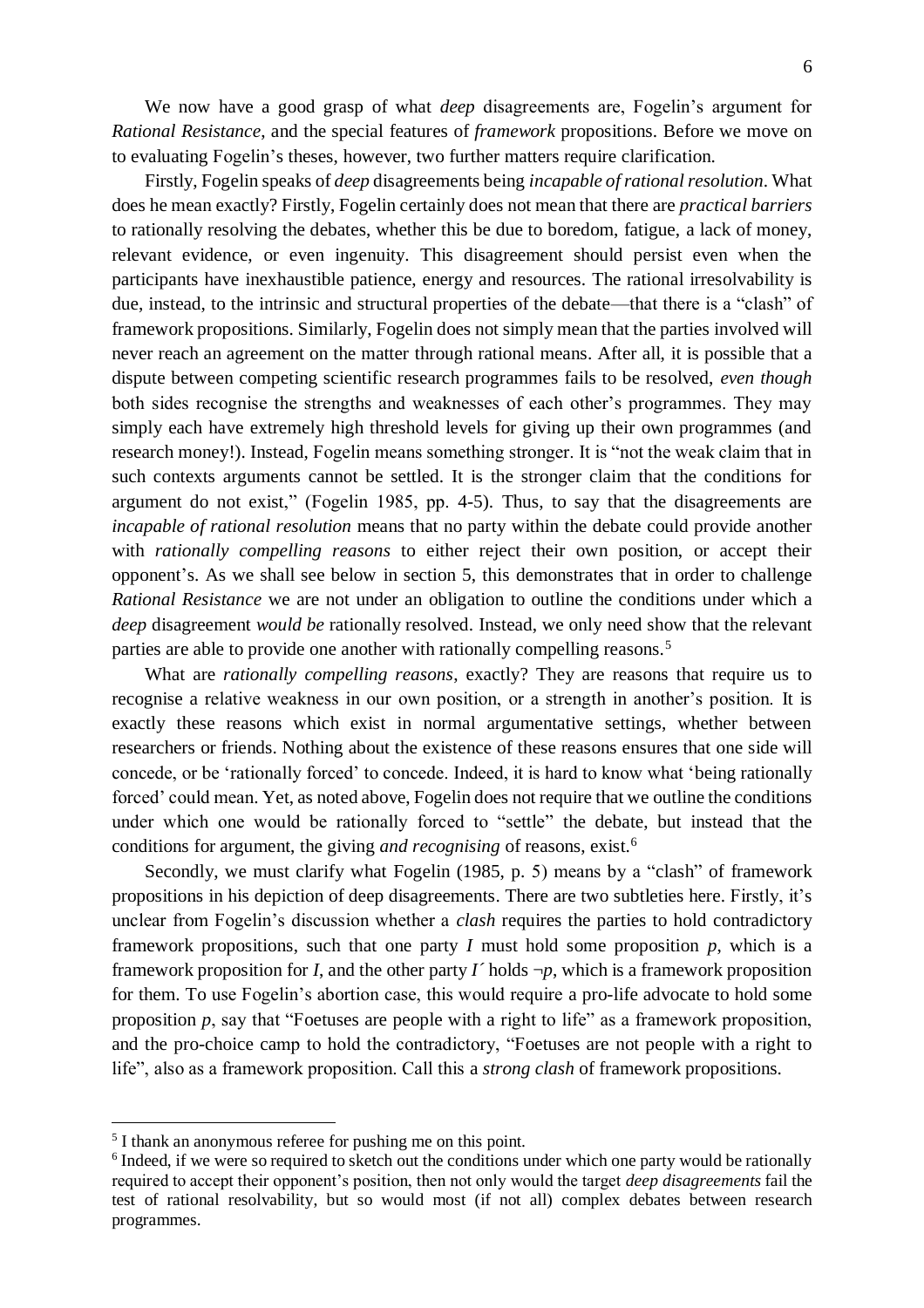We now have a good grasp of what *deep* disagreements are, Fogelin's argument for *Rational Resistance*, and the special features of *framework* propositions. Before we move on to evaluating Fogelin's theses, however, two further matters require clarification.

Firstly, Fogelin speaks of *deep* disagreements being *incapable of rational resolution*. What does he mean exactly? Firstly, Fogelin certainly does not mean that there are *practical barriers* to rationally resolving the debates, whether this be due to boredom, fatigue, a lack of money, relevant evidence, or even ingenuity. This disagreement should persist even when the participants have inexhaustible patience, energy and resources. The rational irresolvability is due, instead, to the intrinsic and structural properties of the debate—that there is a "clash" of framework propositions. Similarly, Fogelin does not simply mean that the parties involved will never reach an agreement on the matter through rational means. After all, it is possible that a dispute between competing scientific research programmes fails to be resolved, *even though* both sides recognise the strengths and weaknesses of each other's programmes. They may simply each have extremely high threshold levels for giving up their own programmes (and research money!). Instead, Fogelin means something stronger. It is "not the weak claim that in such contexts arguments cannot be settled. It is the stronger claim that the conditions for argument do not exist," (Fogelin 1985, pp. 4-5). Thus, to say that the disagreements are *incapable of rational resolution* means that no party within the debate could provide another with *rationally compelling reasons* to either reject their own position, or accept their opponent's. As we shall see below in section 5, this demonstrates that in order to challenge *Rational Resistance* we are not under an obligation to outline the conditions under which a *deep* disagreement *would be* rationally resolved. Instead, we only need show that the relevant parties are able to provide one another with rationally compelling reasons.[5]

What are *rationally compelling reasons*, exactly? They are reasons that require us to recognise a relative weakness in our own position, or a strength in another's position. It is exactly these reasons which exist in normal argumentative settings, whether between researchers or friends. Nothing about the existence of these reasons ensures that one side will concede, or be 'rationally forced' to concede. Indeed, it is hard to know what 'being rationally forced' could mean. Yet, as noted above, Fogelin does not require that we outline the conditions under which one would be rationally forced to "settle" the debate, but instead that the conditions for argument, the giving *and recognising* of reasons, exist.[6]

Secondly, we must clarify what Fogelin (1985, p. 5) means by a "clash" of framework propositions in his depiction of deep disagreements. There are two subtleties here. Firstly, it's unclear from Fogelin's discussion whether a *clash* requires the parties to hold contradictory framework propositions, such that one party $I$ must hold some proposition $p$, which is a framework proposition for $I$, and the other party $I'$ holds $\neg p$, which is a framework proposition for them. To use Fogelin's abortion case, this would require a pro-life advocate to hold some proposition $p$, say that "Foetuses are people with a right to life" as a framework proposition, and the pro-choice camp to hold the contradictory, "Foetuses are not people with a right to life", also as a framework proposition. Call this a *strong clash* of framework propositions.

---

[5] I thank an anonymous referee for pushing me on this point.

[6] Indeed, if we were so required to sketch out the conditions under which one party would be rationally required to accept their opponent's position, then not only would the target *deep disagreements* fail the test of rational resolvability, but so would most (if not all) complex debates between research programmes.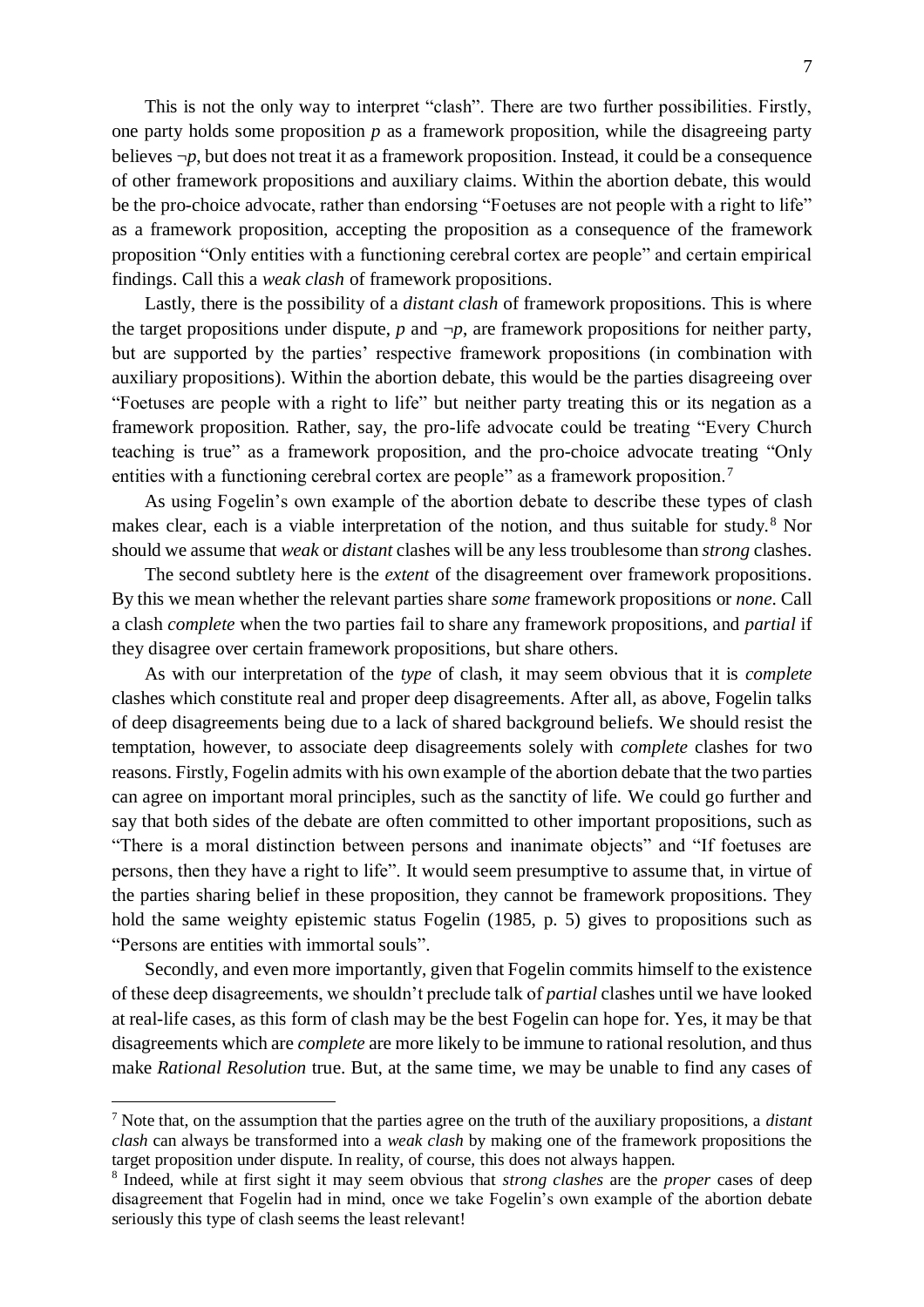This is not the only way to interpret "clash". There are two further possibilities. Firstly, one party holds some proposition $p$ as a framework proposition, while the disagreeing party believes $\neg p$, but does not treat it as a framework proposition. Instead, it could be a consequence of other framework propositions and auxiliary claims. Within the abortion debate, this would be the pro-choice advocate, rather than endorsing "Foetuses are not people with a right to life" as a framework proposition, accepting the proposition as a consequence of the framework proposition "Only entities with a functioning cerebral cortex are people" and certain empirical findings. Call this a *weak clash* of framework propositions.

Lastly, there is the possibility of a *distant clash* of framework propositions. This is where the target propositions under dispute, $p$ and $\neg p$, are framework propositions for neither party, but are supported by the parties' respective framework propositions (in combination with auxiliary propositions). Within the abortion debate, this would be the parties disagreeing over "Foetuses are people with a right to life" but neither party treating this or its negation as a framework proposition. Rather, say, the pro-life advocate could be treating "Every Church teaching is true" as a framework proposition, and the pro-choice advocate treating "Only entities with a functioning cerebral cortex are people" as a framework proposition.[7]

As using Fogelin's own example of the abortion debate to describe these types of clash makes clear, each is a viable interpretation of the notion, and thus suitable for study.[8] Nor should we assume that *weak* or *distant* clashes will be any less troublesome than *strong* clashes.

The second subtlety here is the *extent* of the disagreement over framework propositions. By this we mean whether the relevant parties share *some* framework propositions or *none*. Call a clash *complete* when the two parties fail to share any framework propositions, and *partial* if they disagree over certain framework propositions, but share others.

As with our interpretation of the *type* of clash, it may seem obvious that it is *complete* clashes which constitute real and proper deep disagreements. After all, as above, Fogelin talks of deep disagreements being due to a lack of shared background beliefs. We should resist the temptation, however, to associate deep disagreements solely with *complete* clashes for two reasons. Firstly, Fogelin admits with his own example of the abortion debate that the two parties can agree on important moral principles, such as the sanctity of life. We could go further and say that both sides of the debate are often committed to other important propositions, such as "There is a moral distinction between persons and inanimate objects" and "If foetuses are persons, then they have a right to life". It would seem presumptive to assume that, in virtue of the parties sharing belief in these proposition, they cannot be framework propositions. They hold the same weighty epistemic status Fogelin (1985, p. 5) gives to propositions such as "Persons are entities with immortal souls".

Secondly, and even more importantly, given that Fogelin commits himself to the existence of these deep disagreements, we shouldn't preclude talk of *partial* clashes until we have looked at real-life cases, as this form of clash may be the best Fogelin can hope for. Yes, it may be that disagreements which are *complete* are more likely to be immune to rational resolution, and thus make *Rational Resolution* true. But, at the same time, we may be unable to find any cases of

---

[7] Note that, on the assumption that the parties agree on the truth of the auxiliary propositions, a *distant clash* can always be transformed into a *weak clash* by making one of the framework propositions the target proposition under dispute. In reality, of course, this does not always happen.

[8] Indeed, while at first sight it may seem obvious that *strong clashes* are the *proper* cases of deep disagreement that Fogelin had in mind, once we take Fogelin's own example of the abortion debate seriously this type of clash seems the least relevant!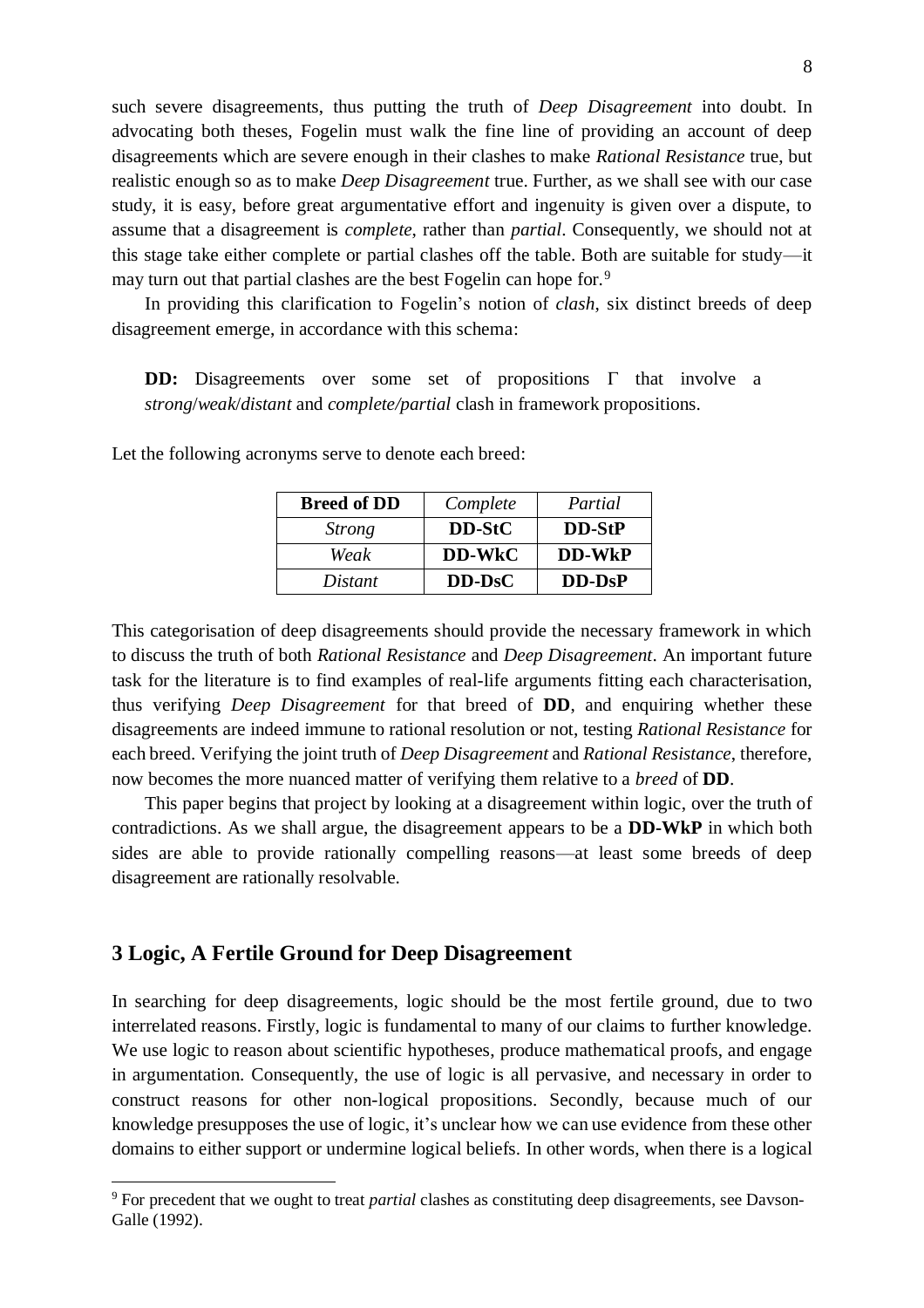such severe disagreements, thus putting the truth of *Deep Disagreement* into doubt. In advocating both theses, Fogelin must walk the fine line of providing an account of deep disagreements which are severe enough in their clashes to make *Rational Resistance* true, but realistic enough so as to make *Deep Disagreement* true. Further, as we shall see with our case study, it is easy, before great argumentative effort and ingenuity is given over a dispute, to assume that a disagreement is *complete*, rather than *partial*. Consequently, we should not at this stage take either complete or partial clashes off the table. Both are suitable for study—it may turn out that partial clashes are the best Fogelin can hope for.[9]

In providing this clarification to Fogelin's notion of *clash*, six distinct breeds of deep disagreement emerge, in accordance with this schema:

> **DD:** Disagreements over some set of propositions Γ that involve a *strong*/*weak*/*distant* and *complete/partial* clash in framework propositions.

Let the following acronyms serve to denote each breed:

| **Breed of DD** | *Complete* | *Partial* |
|---|---|---|
| *Strong* | **DD-StC** | **DD-StP** |
| *Weak* | **DD-WkC** | **DD-WkP** |
| *Distant* | **DD-DsC** | **DD-DsP** |

This categorisation of deep disagreements should provide the necessary framework in which to discuss the truth of both *Rational Resistance* and *Deep Disagreement*. An important future task for the literature is to find examples of real-life arguments fitting each characterisation, thus verifying *Deep Disagreement* for that breed of **DD**, and enquiring whether these disagreements are indeed immune to rational resolution or not, testing *Rational Resistance* for each breed. Verifying the joint truth of *Deep Disagreement* and *Rational Resistance*, therefore, now becomes the more nuanced matter of verifying them relative to a *breed* of **DD**.

This paper begins that project by looking at a disagreement within logic, over the truth of contradictions. As we shall argue, the disagreement appears to be a **DD-WkP** in which both sides are able to provide rationally compelling reasons—at least some breeds of deep disagreement are rationally resolvable.

## 3 Logic, A Fertile Ground for Deep Disagreement

In searching for deep disagreements, logic should be the most fertile ground, due to two interrelated reasons. Firstly, logic is fundamental to many of our claims to further knowledge. We use logic to reason about scientific hypotheses, produce mathematical proofs, and engage in argumentation. Consequently, the use of logic is all pervasive, and necessary in order to construct reasons for other non-logical propositions. Secondly, because much of our knowledge presupposes the use of logic, it's unclear how we can use evidence from these other domains to either support or undermine logical beliefs. In other words, when there is a logical

[9] For precedent that we ought to treat *partial* clashes as constituting deep disagreements, see Davson-Galle (1992).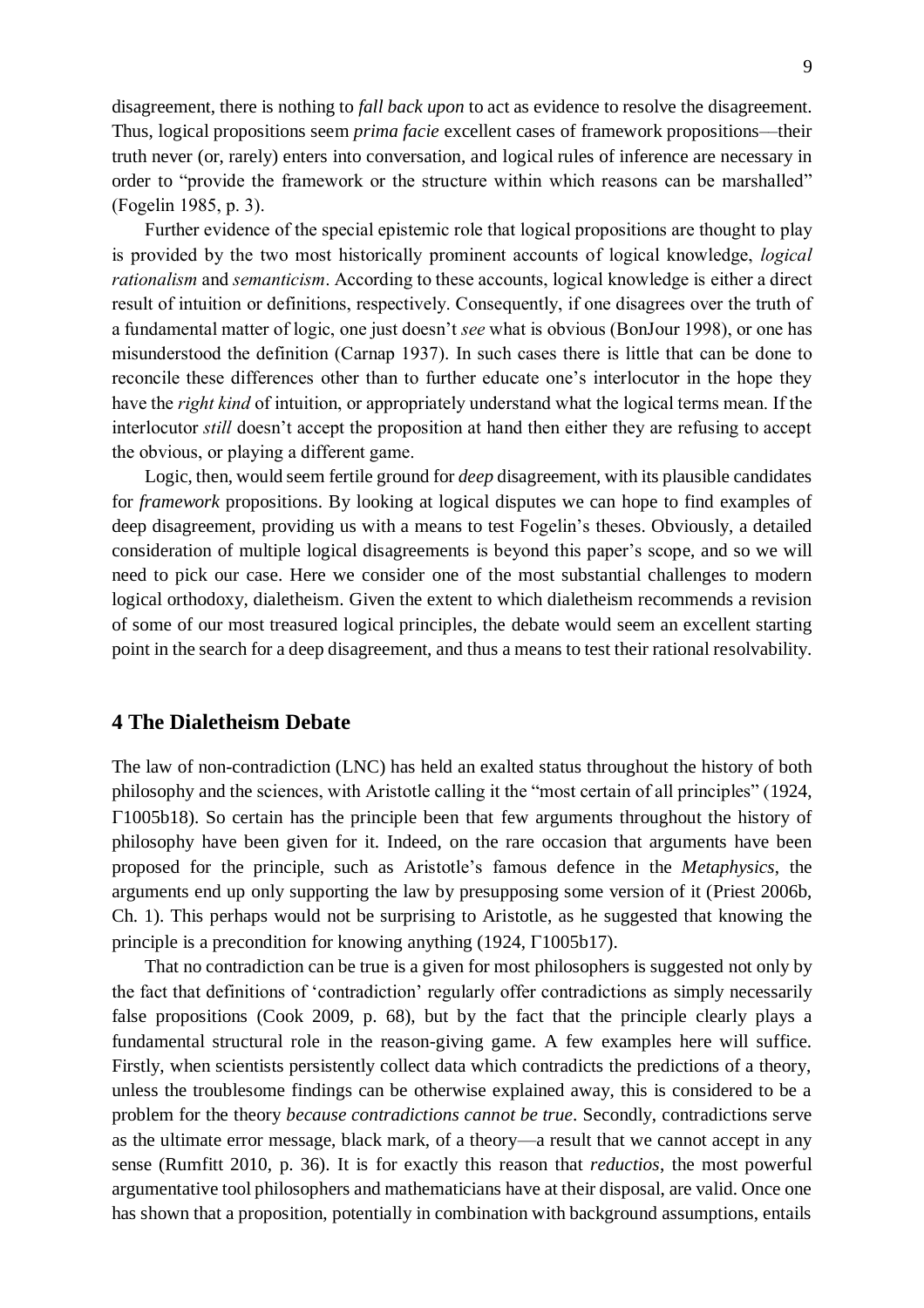disagreement, there is nothing to *fall back upon* to act as evidence to resolve the disagreement. Thus, logical propositions seem *prima facie* excellent cases of framework propositions—their truth never (or, rarely) enters into conversation, and logical rules of inference are necessary in order to "provide the framework or the structure within which reasons can be marshalled" (Fogelin 1985, p. 3).

Further evidence of the special epistemic role that logical propositions are thought to play is provided by the two most historically prominent accounts of logical knowledge, *logical rationalism* and *semanticism*. According to these accounts, logical knowledge is either a direct result of intuition or definitions, respectively. Consequently, if one disagrees over the truth of a fundamental matter of logic, one just doesn't *see* what is obvious (BonJour 1998), or one has misunderstood the definition (Carnap 1937). In such cases there is little that can be done to reconcile these differences other than to further educate one's interlocutor in the hope they have the *right kind* of intuition, or appropriately understand what the logical terms mean. If the interlocutor *still* doesn't accept the proposition at hand then either they are refusing to accept the obvious, or playing a different game.

Logic, then, would seem fertile ground for *deep* disagreement, with its plausible candidates for *framework* propositions. By looking at logical disputes we can hope to find examples of deep disagreement, providing us with a means to test Fogelin's theses. Obviously, a detailed consideration of multiple logical disagreements is beyond this paper's scope, and so we will need to pick our case. Here we consider one of the most substantial challenges to modern logical orthodoxy, dialetheism. Given the extent to which dialetheism recommends a revision of some of our most treasured logical principles, the debate would seem an excellent starting point in the search for a deep disagreement, and thus a means to test their rational resolvability.

## 4 The Dialetheism Debate

The law of non-contradiction (LNC) has held an exalted status throughout the history of both philosophy and the sciences, with Aristotle calling it the "most certain of all principles" (1924, Γ1005b18). So certain has the principle been that few arguments throughout the history of philosophy have been given for it. Indeed, on the rare occasion that arguments have been proposed for the principle, such as Aristotle's famous defence in the *Metaphysics*, the arguments end up only supporting the law by presupposing some version of it (Priest 2006b, Ch. 1). This perhaps would not be surprising to Aristotle, as he suggested that knowing the principle is a precondition for knowing anything (1924, Γ1005b17).

That no contradiction can be true is a given for most philosophers is suggested not only by the fact that definitions of 'contradiction' regularly offer contradictions as simply necessarily false propositions (Cook 2009, p. 68), but by the fact that the principle clearly plays a fundamental structural role in the reason-giving game. A few examples here will suffice. Firstly, when scientists persistently collect data which contradicts the predictions of a theory, unless the troublesome findings can be otherwise explained away, this is considered to be a problem for the theory *because contradictions cannot be true*. Secondly, contradictions serve as the ultimate error message, black mark, of a theory—a result that we cannot accept in any sense (Rumfitt 2010, p. 36). It is for exactly this reason that *reductios*, the most powerful argumentative tool philosophers and mathematicians have at their disposal, are valid. Once one has shown that a proposition, potentially in combination with background assumptions, entails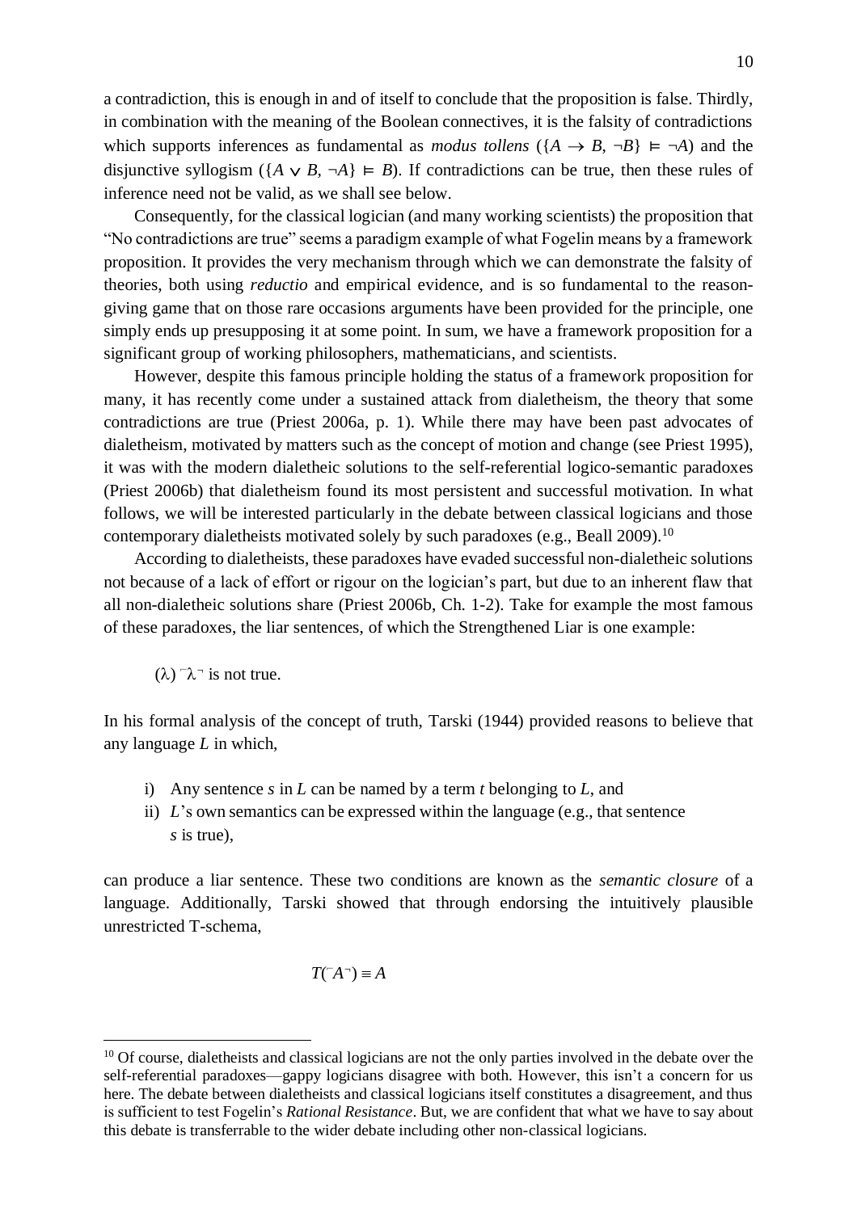a contradiction, this is enough in and of itself to conclude that the proposition is false. Thirdly, in combination with the meaning of the Boolean connectives, it is the falsity of contradictions which supports inferences as fundamental as *modus tollens* ($\{A \rightarrow B, \neg B\} \vDash \neg A$) and the disjunctive syllogism ($\{A \vee B, \neg A\} \vDash B$). If contradictions can be true, then these rules of inference need not be valid, as we shall see below.

Consequently, for the classical logician (and many working scientists) the proposition that "No contradictions are true" seems a paradigm example of what Fogelin means by a framework proposition. It provides the very mechanism through which we can demonstrate the falsity of theories, both using *reductio* and empirical evidence, and is so fundamental to the reason-giving game that on those rare occasions arguments have been provided for the principle, one simply ends up presupposing it at some point. In sum, we have a framework proposition for a significant group of working philosophers, mathematicians, and scientists.

However, despite this famous principle holding the status of a framework proposition for many, it has recently come under a sustained attack from dialetheism, the theory that some contradictions are true (Priest 2006a, p. 1). While there may have been past advocates of dialetheism, motivated by matters such as the concept of motion and change (see Priest 1995), it was with the modern dialetheic solutions to the self-referential logico-semantic paradoxes (Priest 2006b) that dialetheism found its most persistent and successful motivation. In what follows, we will be interested particularly in the debate between classical logicians and those contemporary dialetheists motivated solely by such paradoxes (e.g., Beall 2009).[10]

According to dialetheists, these paradoxes have evaded successful non-dialetheic solutions not because of a lack of effort or rigour on the logician's part, but due to an inherent flaw that all non-dialetheic solutions share (Priest 2006b, Ch. 1-2). Take for example the most famous of these paradoxes, the liar sentences, of which the Strengthened Liar is one example:

($\lambda$) $\ulcorner\lambda\urcorner$ is not true.

In his formal analysis of the concept of truth, Tarski (1944) provided reasons to believe that any language $L$ in which,

i) Any sentence $s$ in $L$ can be named by a term $t$ belonging to $L$, and
ii) $L$'s own semantics can be expressed within the language (e.g., that sentence $s$ is true),

can produce a liar sentence. These two conditions are known as the *semantic closure* of a language. Additionally, Tarski showed that through endorsing the intuitively plausible unrestricted T-schema,

$$T(\ulcorner A\urcorner) \equiv A$$

[10] Of course, dialetheists and classical logicians are not the only parties involved in the debate over the self-referential paradoxes—gappy logicians disagree with both. However, this isn't a concern for us here. The debate between dialetheists and classical logicians itself constitutes a disagreement, and thus is sufficient to test Fogelin's *Rational Resistance*. But, we are confident that what we have to say about this debate is transferrable to the wider debate including other non-classical logicians.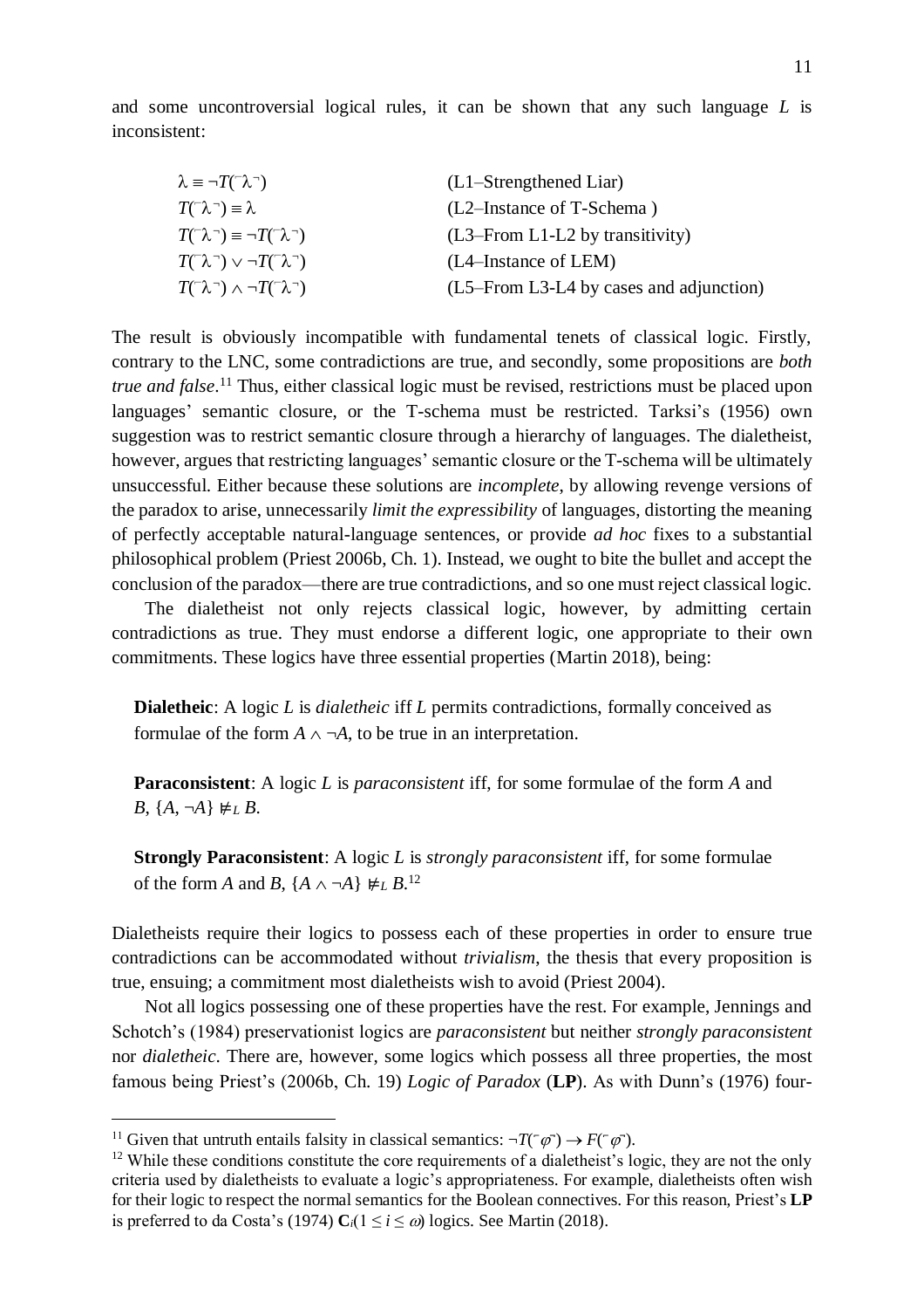and some uncontroversial logical rules, it can be shown that any such language $L$ is inconsistent:

| | |
|---|---|
| $\lambda \equiv \neg T(\ulcorner\lambda\urcorner)$ | (L1–Strengthened Liar) |
| $T(\ulcorner\lambda\urcorner) \equiv \lambda$ | (L2–Instance of T-Schema ) |
| $T(\ulcorner\lambda\urcorner) \equiv \neg T(\ulcorner\lambda\urcorner)$ | (L3–From L1-L2 by transitivity) |
| $T(\ulcorner\lambda\urcorner) \vee \neg T(\ulcorner\lambda\urcorner)$ | (L4–Instance of LEM) |
| $T(\ulcorner\lambda\urcorner) \wedge \neg T(\ulcorner\lambda\urcorner)$ | (L5–From L3-L4 by cases and adjunction) |

The result is obviously incompatible with fundamental tenets of classical logic. Firstly, contrary to the LNC, some contradictions are true, and secondly, some propositions are *both true and false*.[11] Thus, either classical logic must be revised, restrictions must be placed upon languages' semantic closure, or the T-schema must be restricted. Tarksi's (1956) own suggestion was to restrict semantic closure through a hierarchy of languages. The dialetheist, however, argues that restricting languages' semantic closure or the T-schema will be ultimately unsuccessful. Either because these solutions are *incomplete*, by allowing revenge versions of the paradox to arise, unnecessarily *limit the expressibility* of languages, distorting the meaning of perfectly acceptable natural-language sentences, or provide *ad hoc* fixes to a substantial philosophical problem (Priest 2006b, Ch. 1). Instead, we ought to bite the bullet and accept the conclusion of the paradox—there are true contradictions, and so one must reject classical logic.

The dialetheist not only rejects classical logic, however, by admitting certain contradictions as true. They must endorse a different logic, one appropriate to their own commitments. These logics have three essential properties (Martin 2018), being:

**Dialetheic**: A logic $L$ is *dialetheic* iff $L$ permits contradictions, formally conceived as formulae of the form $A \wedge \neg A$, to be true in an interpretation.

**Paraconsistent**: A logic $L$ is *paraconsistent* iff, for some formulae of the form $A$ and $B$, $\{A, \neg A\} \nvDash_L B$.

**Strongly Paraconsistent**: A logic $L$ is *strongly paraconsistent* iff, for some formulae of the form $A$ and $B$, $\{A \wedge \neg A\} \nvDash_L B$.[12]

Dialetheists require their logics to possess each of these properties in order to ensure true contradictions can be accommodated without *trivialism*, the thesis that every proposition is true, ensuing; a commitment most dialetheists wish to avoid (Priest 2004).

Not all logics possessing one of these properties have the rest. For example, Jennings and Schotch's (1984) preservationist logics are *paraconsistent* but neither *strongly paraconsistent* nor *dialetheic*. There are, however, some logics which possess all three properties, the most famous being Priest's (2006b, Ch. 19) *Logic of Paradox* (**LP**). As with Dunn's (1976) four-

---

[11] Given that untruth entails falsity in classical semantics: $\neg T(\ulcorner\varphi\urcorner) \rightarrow F(\ulcorner\varphi\urcorner)$.

[12] While these conditions constitute the core requirements of a dialetheist's logic, they are not the only criteria used by dialetheists to evaluate a logic's appropriateness. For example, dialetheists often wish for their logic to respect the normal semantics for the Boolean connectives. For this reason, Priest's **LP** is preferred to da Costa's (1974) $\mathbf{C}_i (1 \leq i \leq \omega)$ logics. See Martin (2018).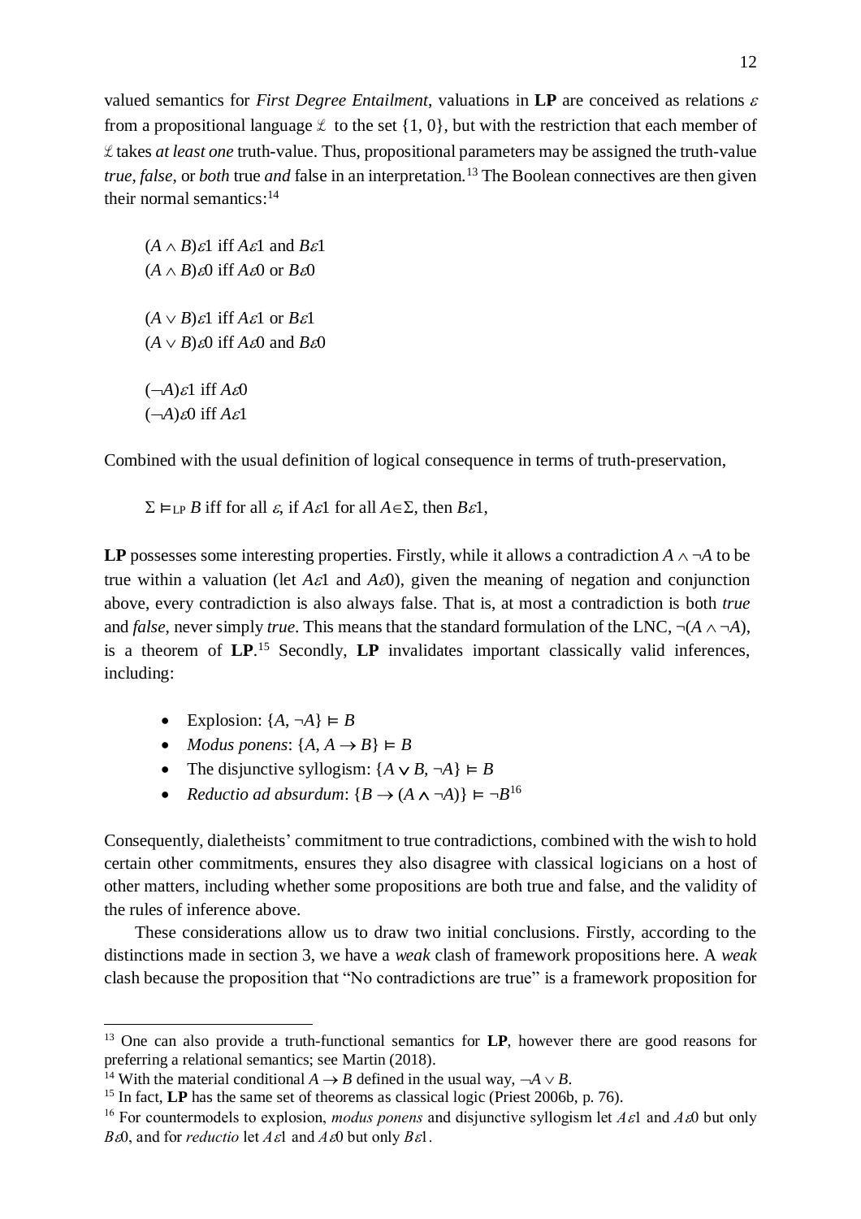valued semantics for *First Degree Entailment*, valuations in **LP** are conceived as relations $\varepsilon$ from a propositional language $\mathcal{L}$ to the set $\{1, 0\}$, but with the restriction that each member of $\mathcal{L}$ takes *at least one* truth-value. Thus, propositional parameters may be assigned the truth-value *true*, *false*, or *both* true *and* false in an interpretation.[13] The Boolean connectives are then given their normal semantics:[14]

$(A \wedge B)\varepsilon 1$ iff $A\varepsilon 1$ and $B\varepsilon 1$
$(A \wedge B)\varepsilon 0$ iff $A\varepsilon 0$ or $B\varepsilon 0$

$(A \vee B)\varepsilon 1$ iff $A\varepsilon 1$ or $B\varepsilon 1$
$(A \vee B)\varepsilon 0$ iff $A\varepsilon 0$ and $B\varepsilon 0$

$(\neg A)\varepsilon 1$ iff $A\varepsilon 0$
$(\neg A)\varepsilon 0$ iff $A\varepsilon 1$

Combined with the usual definition of logical consequence in terms of truth-preservation,

$\Sigma \vDash_{\text{LP}} B$ iff for all $\varepsilon$, if $A\varepsilon 1$ for all $A \in \Sigma$, then $B\varepsilon 1$,

**LP** possesses some interesting properties. Firstly, while it allows a contradiction $A \wedge \neg A$ to be true within a valuation (let $A\varepsilon 1$ and $A\varepsilon 0$), given the meaning of negation and conjunction above, every contradiction is also always false. That is, at most a contradiction is both *true* and *false*, never simply *true*. This means that the standard formulation of the LNC, $\neg(A \wedge \neg A)$, is a theorem of **LP**.[15] Secondly, **LP** invalidates important classically valid inferences, including:

- Explosion: $\{A, \neg A\} \vDash B$
- *Modus ponens*: $\{A, A \rightarrow B\} \vDash B$
- The disjunctive syllogism: $\{A \vee B, \neg A\} \vDash B$
- *Reductio ad absurdum*: $\{B \rightarrow (A \wedge \neg A)\} \vDash \neg B$[16]

Consequently, dialetheists' commitment to true contradictions, combined with the wish to hold certain other commitments, ensures they also disagree with classical logicians on a host of other matters, including whether some propositions are both true and false, and the validity of the rules of inference above.

These considerations allow us to draw two initial conclusions. Firstly, according to the distinctions made in section 3, we have a *weak* clash of framework propositions here. A *weak* clash because the proposition that "No contradictions are true" is a framework proposition for

---

[13] One can also provide a truth-functional semantics for **LP**, however there are good reasons for preferring a relational semantics; see Martin (2018).

[14] With the material conditional $A \rightarrow B$ defined in the usual way, $\neg A \vee B$.

[15] In fact, **LP** has the same set of theorems as classical logic (Priest 2006b, p. 76).

[16] For countermodels to explosion, *modus ponens* and disjunctive syllogism let $A\varepsilon 1$ and $A\varepsilon 0$ but only $B\varepsilon 0$, and for *reductio* let $A\varepsilon 1$ and $A\varepsilon 0$ but only $B\varepsilon 1$.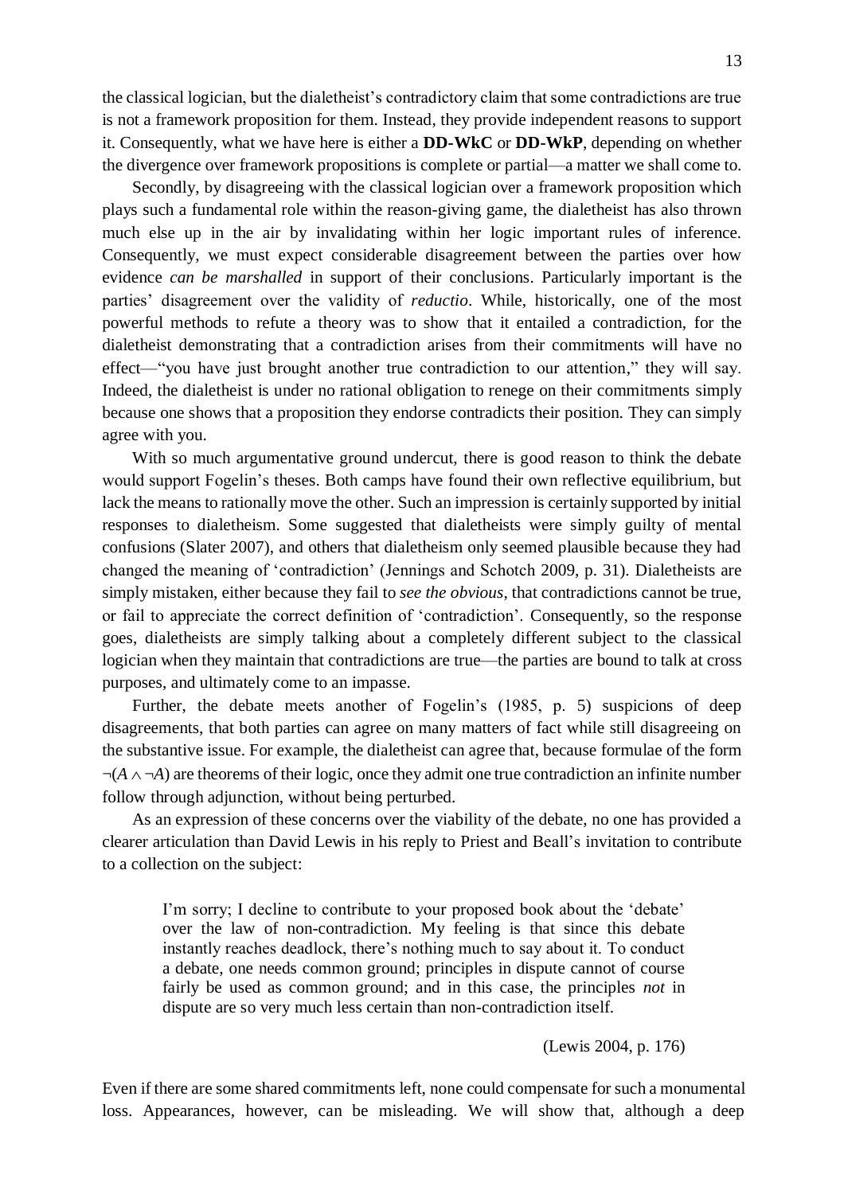the classical logician, but the dialetheist's contradictory claim that some contradictions are true is not a framework proposition for them. Instead, they provide independent reasons to support it. Consequently, what we have here is either a **DD-WkC** or **DD-WkP**, depending on whether the divergence over framework propositions is complete or partial—a matter we shall come to.

Secondly, by disagreeing with the classical logician over a framework proposition which plays such a fundamental role within the reason-giving game, the dialetheist has also thrown much else up in the air by invalidating within her logic important rules of inference. Consequently, we must expect considerable disagreement between the parties over how evidence *can be marshalled* in support of their conclusions. Particularly important is the parties' disagreement over the validity of *reductio*. While, historically, one of the most powerful methods to refute a theory was to show that it entailed a contradiction, for the dialetheist demonstrating that a contradiction arises from their commitments will have no effect—"you have just brought another true contradiction to our attention," they will say. Indeed, the dialetheist is under no rational obligation to renege on their commitments simply because one shows that a proposition they endorse contradicts their position. They can simply agree with you.

With so much argumentative ground undercut, there is good reason to think the debate would support Fogelin's theses. Both camps have found their own reflective equilibrium, but lack the means to rationally move the other. Such an impression is certainly supported by initial responses to dialetheism. Some suggested that dialetheists were simply guilty of mental confusions (Slater 2007), and others that dialetheism only seemed plausible because they had changed the meaning of 'contradiction' (Jennings and Schotch 2009, p. 31). Dialetheists are simply mistaken, either because they fail to *see the obvious*, that contradictions cannot be true, or fail to appreciate the correct definition of 'contradiction'. Consequently, so the response goes, dialetheists are simply talking about a completely different subject to the classical logician when they maintain that contradictions are true—the parties are bound to talk at cross purposes, and ultimately come to an impasse.

Further, the debate meets another of Fogelin's (1985, p. 5) suspicions of deep disagreements, that both parties can agree on many matters of fact while still disagreeing on the substantive issue. For example, the dialetheist can agree that, because formulae of the form $\neg(A \wedge \neg A)$ are theorems of their logic, once they admit one true contradiction an infinite number follow through adjunction, without being perturbed.

As an expression of these concerns over the viability of the debate, no one has provided a clearer articulation than David Lewis in his reply to Priest and Beall's invitation to contribute to a collection on the subject:

> I'm sorry; I decline to contribute to your proposed book about the 'debate' over the law of non-contradiction. My feeling is that since this debate instantly reaches deadlock, there's nothing much to say about it. To conduct a debate, one needs common ground; principles in dispute cannot of course fairly be used as common ground; and in this case, the principles *not* in dispute are so very much less certain than non-contradiction itself.
>
> (Lewis 2004, p. 176)

Even if there are some shared commitments left, none could compensate for such a monumental loss. Appearances, however, can be misleading. We will show that, although a deep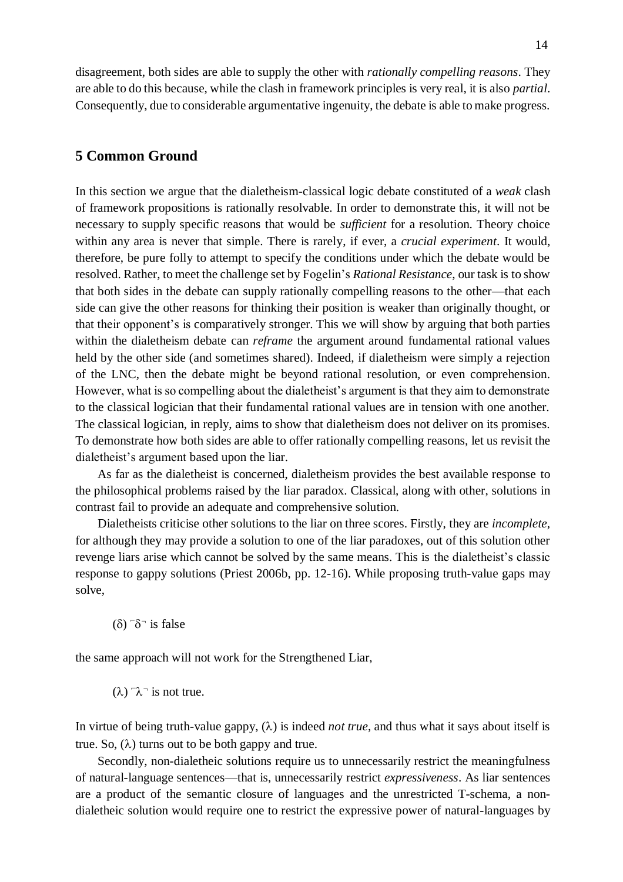disagreement, both sides are able to supply the other with *rationally compelling reasons*. They are able to do this because, while the clash in framework principles is very real, it is also *partial*. Consequently, due to considerable argumentative ingenuity, the debate is able to make progress.

## 5 Common Ground

In this section we argue that the dialetheism-classical logic debate constituted of a *weak* clash of framework propositions is rationally resolvable. In order to demonstrate this, it will not be necessary to supply specific reasons that would be *sufficient* for a resolution. Theory choice within any area is never that simple. There is rarely, if ever, a *crucial experiment*. It would, therefore, be pure folly to attempt to specify the conditions under which the debate would be resolved. Rather, to meet the challenge set by Fogelin's *Rational Resistance*, our task is to show that both sides in the debate can supply rationally compelling reasons to the other—that each side can give the other reasons for thinking their position is weaker than originally thought, or that their opponent's is comparatively stronger. This we will show by arguing that both parties within the dialetheism debate can *reframe* the argument around fundamental rational values held by the other side (and sometimes shared). Indeed, if dialetheism were simply a rejection of the LNC, then the debate might be beyond rational resolution, or even comprehension. However, what is so compelling about the dialetheist's argument is that they aim to demonstrate to the classical logician that their fundamental rational values are in tension with one another. The classical logician, in reply, aims to show that dialetheism does not deliver on its promises. To demonstrate how both sides are able to offer rationally compelling reasons, let us revisit the dialetheist's argument based upon the liar.

As far as the dialetheist is concerned, dialetheism provides the best available response to the philosophical problems raised by the liar paradox. Classical, along with other, solutions in contrast fail to provide an adequate and comprehensive solution.

Dialetheists criticise other solutions to the liar on three scores. Firstly, they are *incomplete*, for although they may provide a solution to one of the liar paradoxes, out of this solution other revenge liars arise which cannot be solved by the same means. This is the dialetheist's classic response to gappy solutions (Priest 2006b, pp. 12-16). While proposing truth-value gaps may solve,

($\delta$) $\ulcorner\delta\urcorner$ is false

the same approach will not work for the Strengthened Liar,

($\lambda$) $\ulcorner\lambda\urcorner$ is not true.

In virtue of being truth-value gappy, ($\lambda$) is indeed *not true*, and thus what it says about itself is true. So, ($\lambda$) turns out to be both gappy and true.

Secondly, non-dialetheic solutions require us to unnecessarily restrict the meaningfulness of natural-language sentences—that is, unnecessarily restrict *expressiveness*. As liar sentences are a product of the semantic closure of languages and the unrestricted T-schema, a non-dialetheic solution would require one to restrict the expressive power of natural-languages by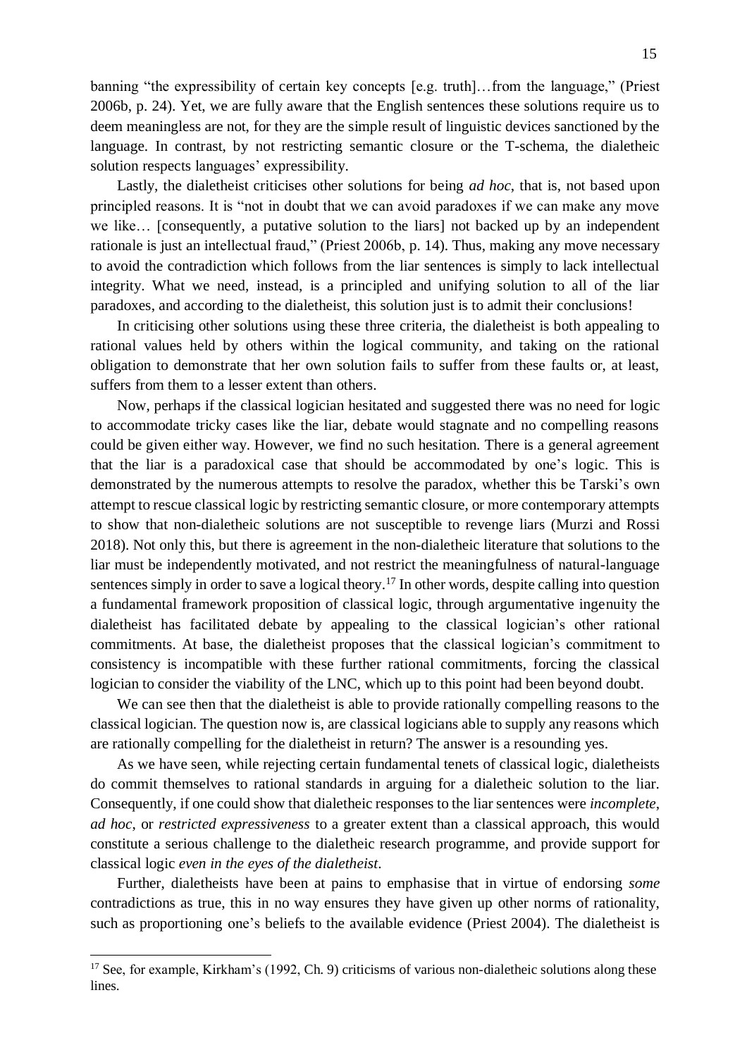banning "the expressibility of certain key concepts [e.g. truth]…from the language," (Priest 2006b, p. 24). Yet, we are fully aware that the English sentences these solutions require us to deem meaningless are not, for they are the simple result of linguistic devices sanctioned by the language. In contrast, by not restricting semantic closure or the T-schema, the dialetheic solution respects languages' expressibility.

Lastly, the dialetheist criticises other solutions for being *ad hoc*, that is, not based upon principled reasons. It is "not in doubt that we can avoid paradoxes if we can make any move we like… [consequently, a putative solution to the liars] not backed up by an independent rationale is just an intellectual fraud," (Priest 2006b, p. 14). Thus, making any move necessary to avoid the contradiction which follows from the liar sentences is simply to lack intellectual integrity. What we need, instead, is a principled and unifying solution to all of the liar paradoxes, and according to the dialetheist, this solution just is to admit their conclusions!

In criticising other solutions using these three criteria, the dialetheist is both appealing to rational values held by others within the logical community, and taking on the rational obligation to demonstrate that her own solution fails to suffer from these faults or, at least, suffers from them to a lesser extent than others.

Now, perhaps if the classical logician hesitated and suggested there was no need for logic to accommodate tricky cases like the liar, debate would stagnate and no compelling reasons could be given either way. However, we find no such hesitation. There is a general agreement that the liar is a paradoxical case that should be accommodated by one's logic. This is demonstrated by the numerous attempts to resolve the paradox, whether this be Tarski's own attempt to rescue classical logic by restricting semantic closure, or more contemporary attempts to show that non-dialetheic solutions are not susceptible to revenge liars (Murzi and Rossi 2018). Not only this, but there is agreement in the non-dialetheic literature that solutions to the liar must be independently motivated, and not restrict the meaningfulness of natural-language sentences simply in order to save a logical theory.[17] In other words, despite calling into question a fundamental framework proposition of classical logic, through argumentative ingenuity the dialetheist has facilitated debate by appealing to the classical logician's other rational commitments. At base, the dialetheist proposes that the classical logician's commitment to consistency is incompatible with these further rational commitments, forcing the classical logician to consider the viability of the LNC, which up to this point had been beyond doubt.

We can see then that the dialetheist is able to provide rationally compelling reasons to the classical logician. The question now is, are classical logicians able to supply any reasons which are rationally compelling for the dialetheist in return? The answer is a resounding yes.

As we have seen, while rejecting certain fundamental tenets of classical logic, dialetheists do commit themselves to rational standards in arguing for a dialetheic solution to the liar. Consequently, if one could show that dialetheic responses to the liar sentences were *incomplete*, *ad hoc*, or *restricted expressiveness* to a greater extent than a classical approach, this would constitute a serious challenge to the dialetheic research programme, and provide support for classical logic *even in the eyes of the dialetheist*.

Further, dialetheists have been at pains to emphasise that in virtue of endorsing *some* contradictions as true, this in no way ensures they have given up other norms of rationality, such as proportioning one's beliefs to the available evidence (Priest 2004). The dialetheist is

[17] See, for example, Kirkham's (1992, Ch. 9) criticisms of various non-dialetheic solutions along these lines.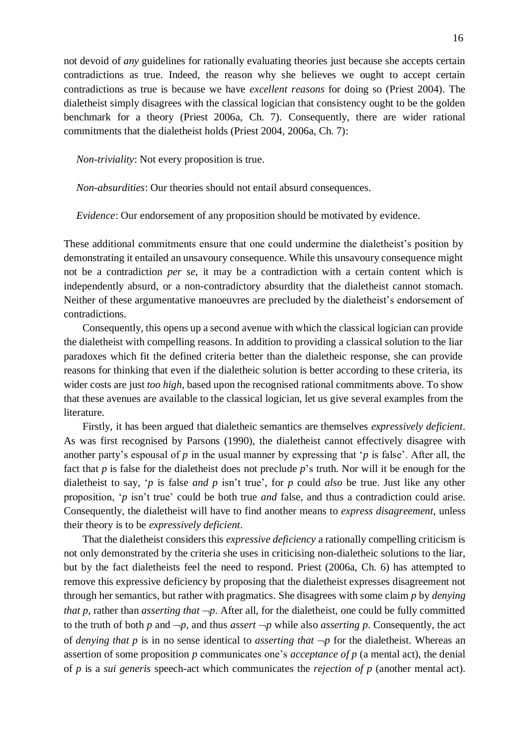not devoid of *any* guidelines for rationally evaluating theories just because she accepts certain contradictions as true. Indeed, the reason why she believes we ought to accept certain contradictions as true is because we have *excellent reasons* for doing so (Priest 2004). The dialetheist simply disagrees with the classical logician that consistency ought to be the golden benchmark for a theory (Priest 2006a, Ch. 7). Consequently, there are wider rational commitments that the dialetheist holds (Priest 2004, 2006a, Ch. 7):

*Non-triviality*: Not every proposition is true.

*Non-absurdities*: Our theories should not entail absurd consequences.

*Evidence*: Our endorsement of any proposition should be motivated by evidence.

These additional commitments ensure that one could undermine the dialetheist's position by demonstrating it entailed an unsavoury consequence. While this unsavoury consequence might not be a contradiction *per se*, it may be a contradiction with a certain content which is independently absurd, or a non-contradictory absurdity that the dialetheist cannot stomach. Neither of these argumentative manoeuvres are precluded by the dialetheist's endorsement of contradictions.

Consequently, this opens up a second avenue with which the classical logician can provide the dialetheist with compelling reasons. In addition to providing a classical solution to the liar paradoxes which fit the defined criteria better than the dialetheic response, she can provide reasons for thinking that even if the dialetheic solution is better according to these criteria, its wider costs are just *too high*, based upon the recognised rational commitments above. To show that these avenues are available to the classical logician, let us give several examples from the literature.

Firstly, it has been argued that dialetheic semantics are themselves *expressively deficient*. As was first recognised by Parsons (1990), the dialetheist cannot effectively disagree with another party's espousal of *p* in the usual manner by expressing that '*p* is false'. After all, the fact that *p* is false for the dialetheist does not preclude *p*'s truth. Nor will it be enough for the dialetheist to say, '*p* is false *and p* isn't true', for *p* could *also* be true. Just like any other proposition, '*p* isn't true' could be both true *and* false, and thus a contradiction could arise. Consequently, the dialetheist will have to find another means to *express disagreement*, unless their theory is to be *expressively deficient*.

That the dialetheist considers this *expressive deficiency* a rationally compelling criticism is not only demonstrated by the criteria she uses in criticising non-dialetheic solutions to the liar, but by the fact dialetheists feel the need to respond. Priest (2006a, Ch. 6) has attempted to remove this expressive deficiency by proposing that the dialetheist expresses disagreement not through her semantics, but rather with pragmatics. She disagrees with some claim *p* by *denying that p*, rather than *asserting that* $\neg p$. After all, for the dialetheist, one could be fully committed to the truth of both *p* and $\neg p$, and thus *assert* $\neg p$ while also *asserting p*. Consequently, the act of *denying that p* is in no sense identical to *asserting that* $\neg p$ for the dialetheist. Whereas an assertion of some proposition *p* communicates one's *acceptance of p* (a mental act), the denial of *p* is a *sui generis* speech-act which communicates the *rejection of p* (another mental act).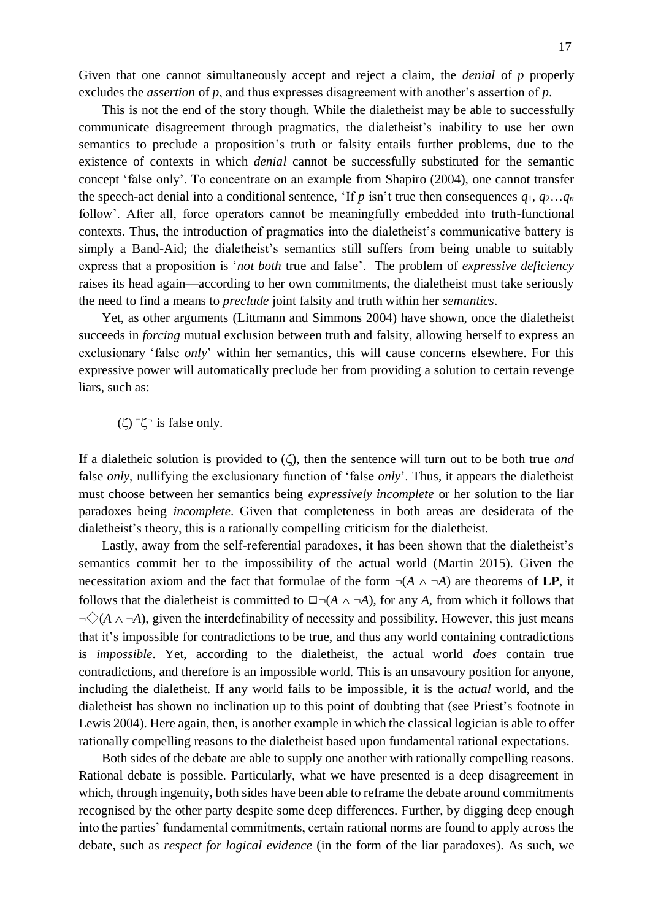Given that one cannot simultaneously accept and reject a claim, the *denial* of *p* properly excludes the *assertion* of *p*, and thus expresses disagreement with another's assertion of *p*.

This is not the end of the story though. While the dialetheist may be able to successfully communicate disagreement through pragmatics, the dialetheist's inability to use her own semantics to preclude a proposition's truth or falsity entails further problems, due to the existence of contexts in which *denial* cannot be successfully substituted for the semantic concept 'false only'. To concentrate on an example from Shapiro (2004), one cannot transfer the speech-act denial into a conditional sentence, 'If *p* isn't true then consequences $q_1$, $q_2$…$q_n$ follow'. After all, force operators cannot be meaningfully embedded into truth-functional contexts. Thus, the introduction of pragmatics into the dialetheist's communicative battery is simply a Band-Aid; the dialetheist's semantics still suffers from being unable to suitably express that a proposition is '*not both* true and false'. The problem of *expressive deficiency* raises its head again—according to her own commitments, the dialetheist must take seriously the need to find a means to *preclude* joint falsity and truth within her *semantics*.

Yet, as other arguments (Littmann and Simmons 2004) have shown, once the dialetheist succeeds in *forcing* mutual exclusion between truth and falsity, allowing herself to express an exclusionary 'false *only*' within her semantics, this will cause concerns elsewhere. For this expressive power will automatically preclude her from providing a solution to certain revenge liars, such as:

($\zeta$) $\ulcorner\zeta\urcorner$ is false only.

If a dialetheic solution is provided to ($\zeta$), then the sentence will turn out to be both true *and* false *only*, nullifying the exclusionary function of 'false *only*'. Thus, it appears the dialetheist must choose between her semantics being *expressively incomplete* or her solution to the liar paradoxes being *incomplete*. Given that completeness in both areas are desiderata of the dialetheist's theory, this is a rationally compelling criticism for the dialetheist.

Lastly, away from the self-referential paradoxes, it has been shown that the dialetheist's semantics commit her to the impossibility of the actual world (Martin 2015). Given the necessitation axiom and the fact that formulae of the form $\neg(A \wedge \neg A)$ are theorems of **LP**, it follows that the dialetheist is committed to $\Box\neg(A \wedge \neg A)$, for any *A*, from which it follows that $\neg\Diamond(A \wedge \neg A)$, given the interdefinability of necessity and possibility. However, this just means that it's impossible for contradictions to be true, and thus any world containing contradictions is *impossible*. Yet, according to the dialetheist, the actual world *does* contain true contradictions, and therefore is an impossible world. This is an unsavoury position for anyone, including the dialetheist. If any world fails to be impossible, it is the *actual* world, and the dialetheist has shown no inclination up to this point of doubting that (see Priest's footnote in Lewis 2004). Here again, then, is another example in which the classical logician is able to offer rationally compelling reasons to the dialetheist based upon fundamental rational expectations.

Both sides of the debate are able to supply one another with rationally compelling reasons. Rational debate is possible. Particularly, what we have presented is a deep disagreement in which, through ingenuity, both sides have been able to reframe the debate around commitments recognised by the other party despite some deep differences. Further, by digging deep enough into the parties' fundamental commitments, certain rational norms are found to apply across the debate, such as *respect for logical evidence* (in the form of the liar paradoxes). As such, we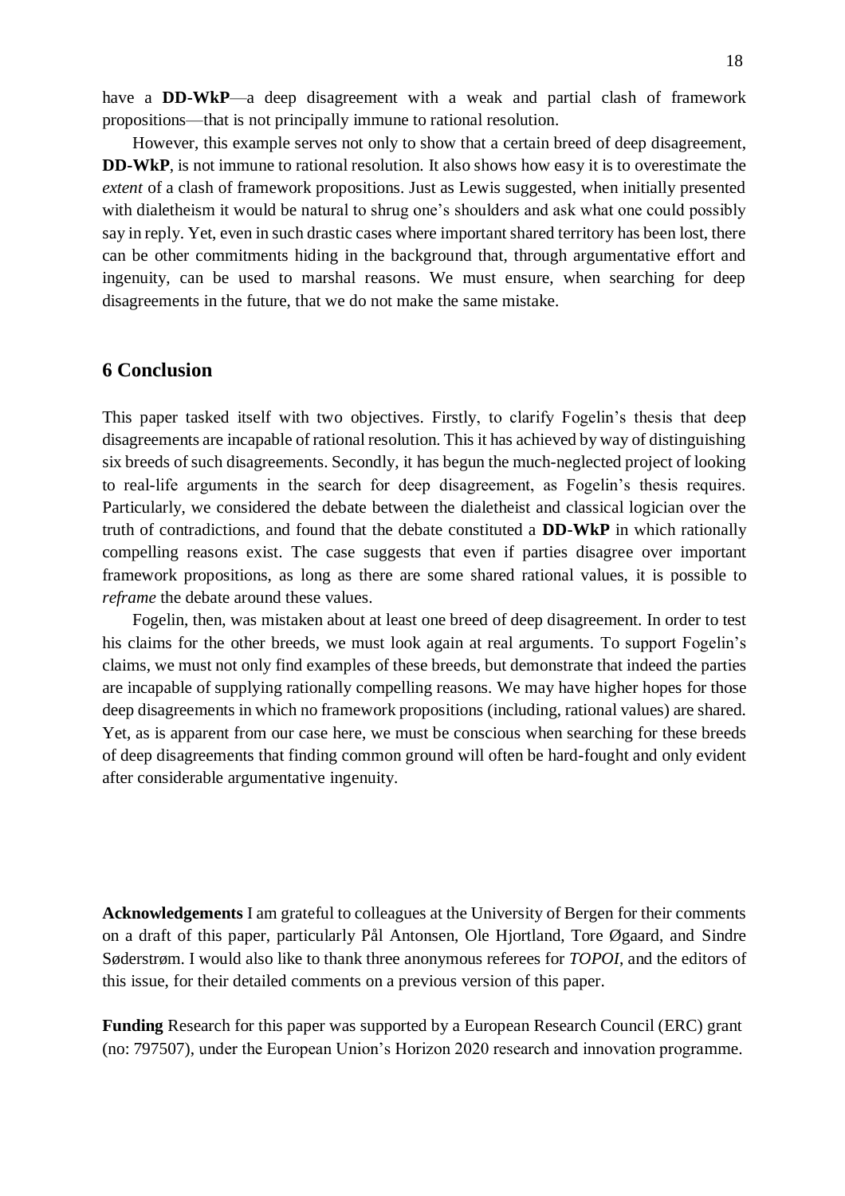have a **DD-WkP**—a deep disagreement with a weak and partial clash of framework propositions—that is not principally immune to rational resolution.

However, this example serves not only to show that a certain breed of deep disagreement, **DD-WkP**, is not immune to rational resolution. It also shows how easy it is to overestimate the *extent* of a clash of framework propositions. Just as Lewis suggested, when initially presented with dialetheism it would be natural to shrug one's shoulders and ask what one could possibly say in reply. Yet, even in such drastic cases where important shared territory has been lost, there can be other commitments hiding in the background that, through argumentative effort and ingenuity, can be used to marshal reasons. We must ensure, when searching for deep disagreements in the future, that we do not make the same mistake.

## 6 Conclusion

This paper tasked itself with two objectives. Firstly, to clarify Fogelin's thesis that deep disagreements are incapable of rational resolution. This it has achieved by way of distinguishing six breeds of such disagreements. Secondly, it has begun the much-neglected project of looking to real-life arguments in the search for deep disagreement, as Fogelin's thesis requires. Particularly, we considered the debate between the dialetheist and classical logician over the truth of contradictions, and found that the debate constituted a **DD-WkP** in which rationally compelling reasons exist. The case suggests that even if parties disagree over important framework propositions, as long as there are some shared rational values, it is possible to *reframe* the debate around these values.

Fogelin, then, was mistaken about at least one breed of deep disagreement. In order to test his claims for the other breeds, we must look again at real arguments. To support Fogelin's claims, we must not only find examples of these breeds, but demonstrate that indeed the parties are incapable of supplying rationally compelling reasons. We may have higher hopes for those deep disagreements in which no framework propositions (including, rational values) are shared. Yet, as is apparent from our case here, we must be conscious when searching for these breeds of deep disagreements that finding common ground will often be hard-fought and only evident after considerable argumentative ingenuity.

**Acknowledgements** I am grateful to colleagues at the University of Bergen for their comments on a draft of this paper, particularly Pål Antonsen, Ole Hjortland, Tore Øgaard, and Sindre Søderstrøm. I would also like to thank three anonymous referees for *TOPOI*, and the editors of this issue, for their detailed comments on a previous version of this paper.

**Funding** Research for this paper was supported by a European Research Council (ERC) grant (no: 797507), under the European Union's Horizon 2020 research and innovation programme.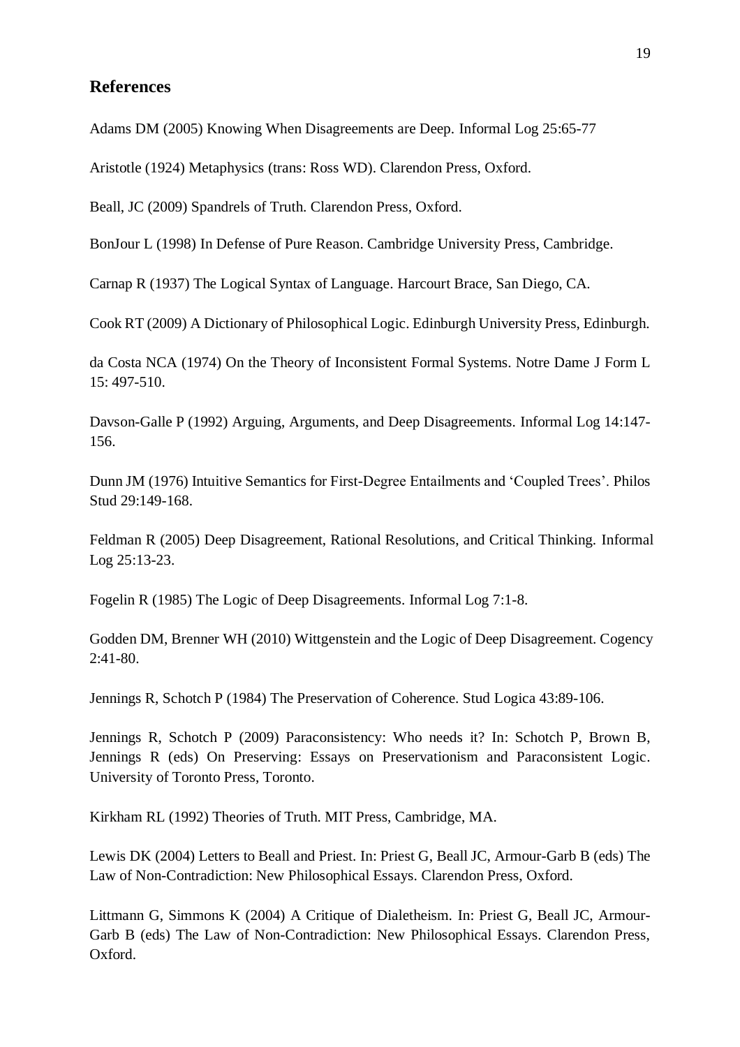## References

Adams DM (2005) Knowing When Disagreements are Deep. Informal Log 25:65-77

Aristotle (1924) Metaphysics (trans: Ross WD). Clarendon Press, Oxford.

Beall, JC (2009) Spandrels of Truth. Clarendon Press, Oxford.

BonJour L (1998) In Defense of Pure Reason. Cambridge University Press, Cambridge.

Carnap R (1937) The Logical Syntax of Language. Harcourt Brace, San Diego, CA.

Cook RT (2009) A Dictionary of Philosophical Logic. Edinburgh University Press, Edinburgh.

da Costa NCA (1974) On the Theory of Inconsistent Formal Systems. Notre Dame J Form L 15: 497-510.

Davson-Galle P (1992) Arguing, Arguments, and Deep Disagreements. Informal Log 14:147-156.

Dunn JM (1976) Intuitive Semantics for First-Degree Entailments and 'Coupled Trees'. Philos Stud 29:149-168.

Feldman R (2005) Deep Disagreement, Rational Resolutions, and Critical Thinking. Informal Log 25:13-23.

Fogelin R (1985) The Logic of Deep Disagreements. Informal Log 7:1-8.

Godden DM, Brenner WH (2010) Wittgenstein and the Logic of Deep Disagreement. Cogency 2:41-80.

Jennings R, Schotch P (1984) The Preservation of Coherence. Stud Logica 43:89-106.

Jennings R, Schotch P (2009) Paraconsistency: Who needs it? In: Schotch P, Brown B, Jennings R (eds) On Preserving: Essays on Preservationism and Paraconsistent Logic. University of Toronto Press, Toronto.

Kirkham RL (1992) Theories of Truth. MIT Press, Cambridge, MA.

Lewis DK (2004) Letters to Beall and Priest. In: Priest G, Beall JC, Armour-Garb B (eds) The Law of Non-Contradiction: New Philosophical Essays. Clarendon Press, Oxford.

Littmann G, Simmons K (2004) A Critique of Dialetheism. In: Priest G, Beall JC, Armour-Garb B (eds) The Law of Non-Contradiction: New Philosophical Essays. Clarendon Press, Oxford.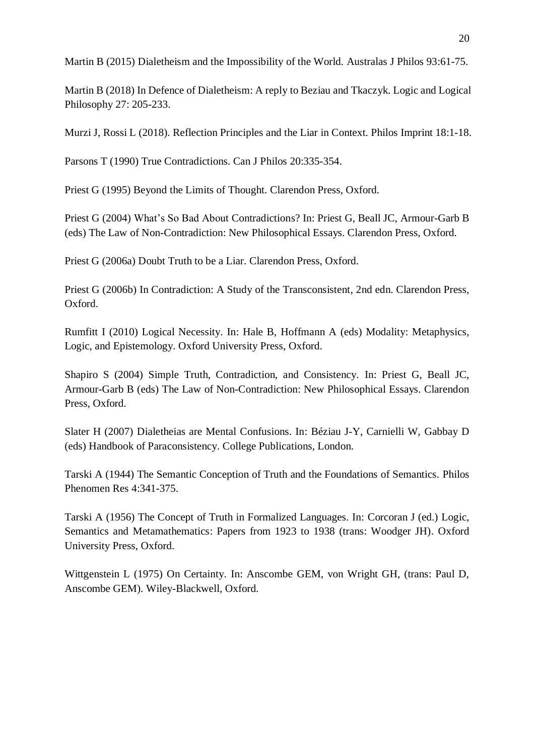Martin B (2015) Dialetheism and the Impossibility of the World. Australas J Philos 93:61-75.

Martin B (2018) In Defence of Dialetheism: A reply to Beziau and Tkaczyk. Logic and Logical Philosophy 27: 205-233.

Murzi J, Rossi L (2018). Reflection Principles and the Liar in Context. Philos Imprint 18:1-18.

Parsons T (1990) True Contradictions. Can J Philos 20:335-354.

Priest G (1995) Beyond the Limits of Thought. Clarendon Press, Oxford.

Priest G (2004) What's So Bad About Contradictions? In: Priest G, Beall JC, Armour-Garb B (eds) The Law of Non-Contradiction: New Philosophical Essays. Clarendon Press, Oxford.

Priest G (2006a) Doubt Truth to be a Liar. Clarendon Press, Oxford.

Priest G (2006b) In Contradiction: A Study of the Transconsistent, 2nd edn. Clarendon Press, Oxford.

Rumfitt I (2010) Logical Necessity. In: Hale B, Hoffmann A (eds) Modality: Metaphysics, Logic, and Epistemology. Oxford University Press, Oxford.

Shapiro S (2004) Simple Truth, Contradiction, and Consistency. In: Priest G, Beall JC, Armour-Garb B (eds) The Law of Non-Contradiction: New Philosophical Essays. Clarendon Press, Oxford.

Slater H (2007) Dialetheias are Mental Confusions. In: Béziau J-Y, Carnielli W, Gabbay D (eds) Handbook of Paraconsistency. College Publications, London.

Tarski A (1944) The Semantic Conception of Truth and the Foundations of Semantics. Philos Phenomen Res 4:341-375.

Tarski A (1956) The Concept of Truth in Formalized Languages. In: Corcoran J (ed.) Logic, Semantics and Metamathematics: Papers from 1923 to 1938 (trans: Woodger JH). Oxford University Press, Oxford.

Wittgenstein L (1975) On Certainty. In: Anscombe GEM, von Wright GH, (trans: Paul D, Anscombe GEM). Wiley-Blackwell, Oxford.